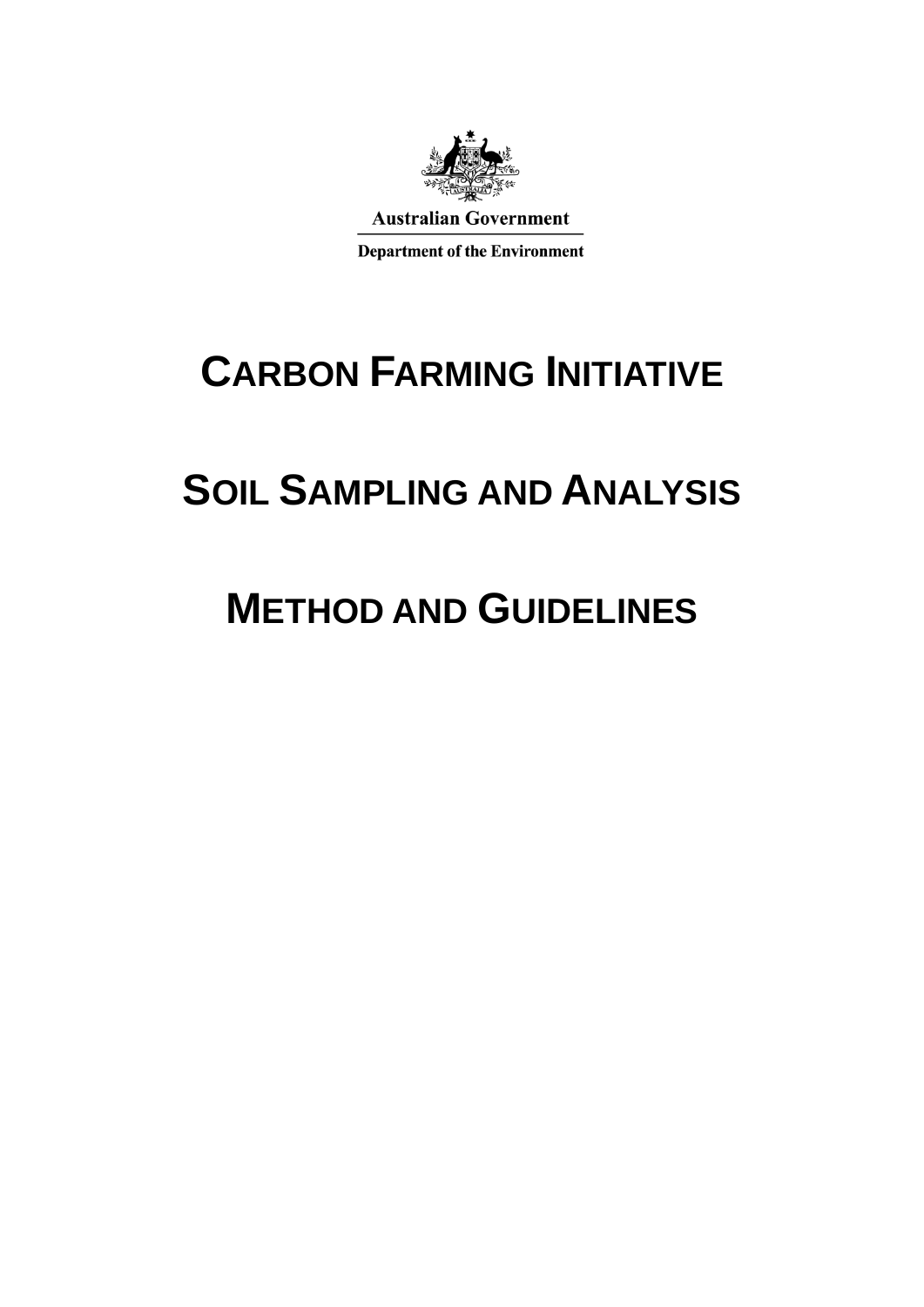Australian Government

Department of the Environment

# CARBON FARMING INITIATIVE

# SOIL SAMPLING AND ANALYSIS

# METHOD AND GUIDELINES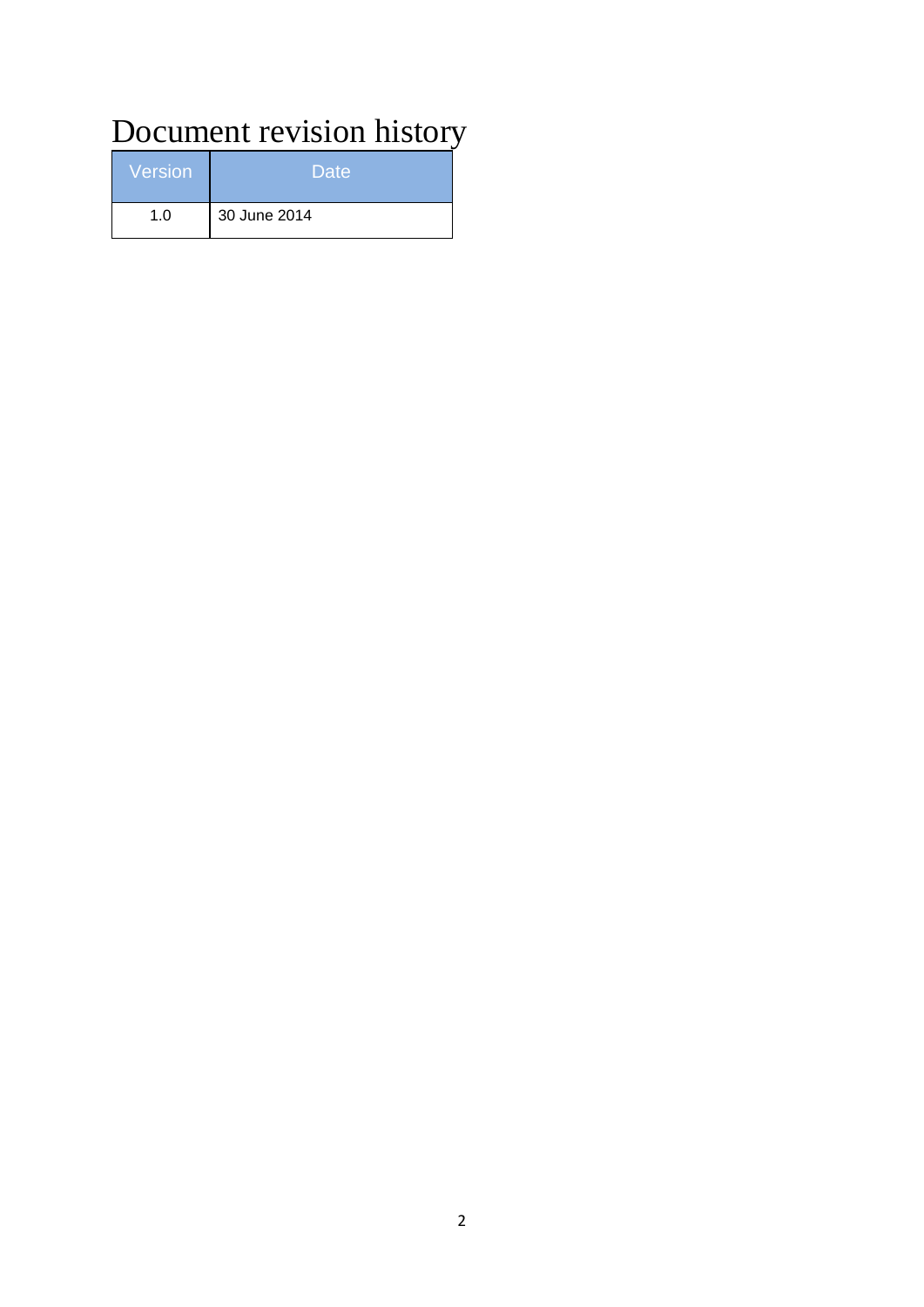# Document revision history

| Version | Date |
| --- | --- |
| 1.0 | 30 June 2014 |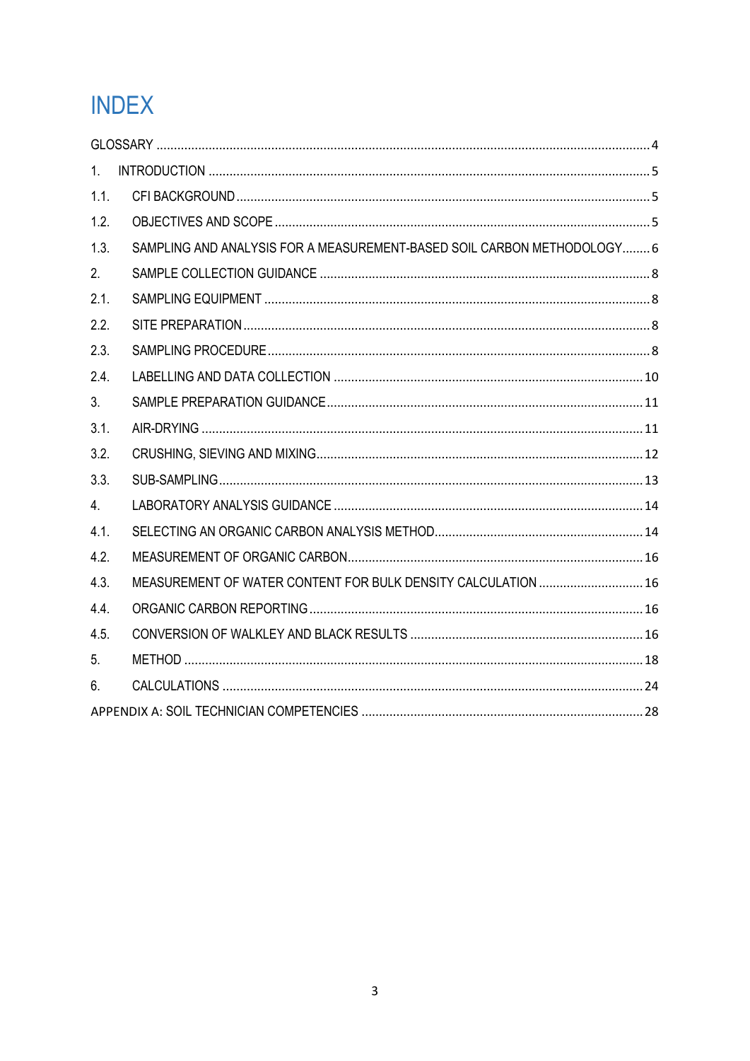# INDEX

GLOSSARY ..... 4

1. INTRODUCTION ..... 5

1.1. CFI BACKGROUND ..... 5

1.2. OBJECTIVES AND SCOPE ..... 5

1.3. SAMPLING AND ANALYSIS FOR A MEASUREMENT-BASED SOIL CARBON METHODOLOGY ..... 6

2. SAMPLE COLLECTION GUIDANCE ..... 8

2.1. SAMPLING EQUIPMENT ..... 8

2.2. SITE PREPARATION ..... 8

2.3. SAMPLING PROCEDURE ..... 8

2.4. LABELLING AND DATA COLLECTION ..... 10

3. SAMPLE PREPARATION GUIDANCE ..... 11

3.1. AIR-DRYING ..... 11

3.2. CRUSHING, SIEVING AND MIXING ..... 12

3.3. SUB-SAMPLING ..... 13

4. LABORATORY ANALYSIS GUIDANCE ..... 14

4.1. SELECTING AN ORGANIC CARBON ANALYSIS METHOD ..... 14

4.2. MEASUREMENT OF ORGANIC CARBON ..... 16

4.3. MEASUREMENT OF WATER CONTENT FOR BULK DENSITY CALCULATION ..... 16

4.4. ORGANIC CARBON REPORTING ..... 16

4.5. CONVERSION OF WALKLEY AND BLACK RESULTS ..... 16

5. METHOD ..... 18

6. CALCULATIONS ..... 24

APPENDIX A: SOIL TECHNICIAN COMPETENCIES ..... 28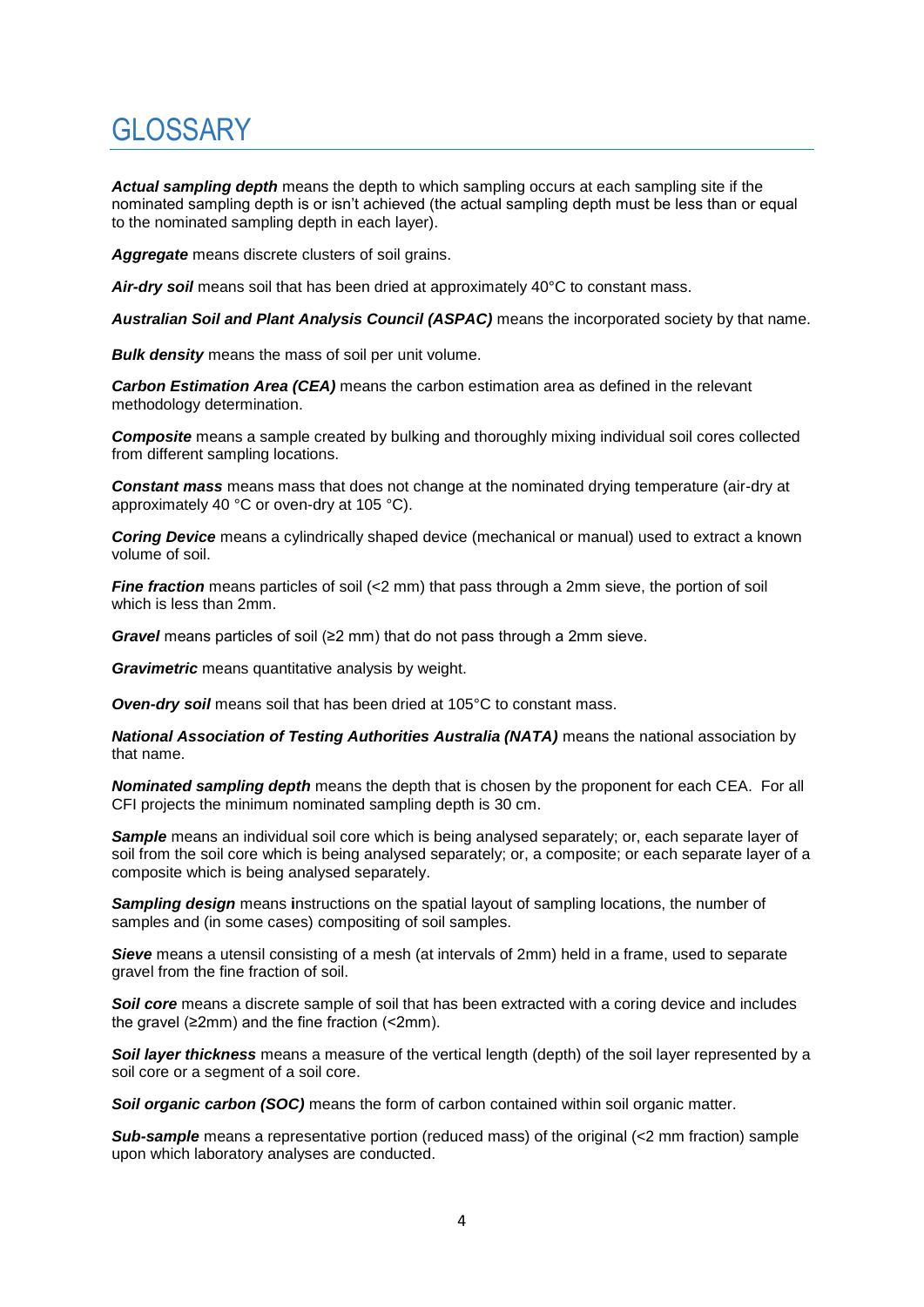# GLOSSARY

***Actual sampling depth*** means the depth to which sampling occurs at each sampling site if the nominated sampling depth is or isn't achieved (the actual sampling depth must be less than or equal to the nominated sampling depth in each layer).

***Aggregate*** means discrete clusters of soil grains.

***Air-dry soil*** means soil that has been dried at approximately 40°C to constant mass.

***Australian Soil and Plant Analysis Council (ASPAC)*** means the incorporated society by that name.

***Bulk density*** means the mass of soil per unit volume.

***Carbon Estimation Area (CEA)*** means the carbon estimation area as defined in the relevant methodology determination.

***Composite*** means a sample created by bulking and thoroughly mixing individual soil cores collected from different sampling locations.

***Constant mass*** means mass that does not change at the nominated drying temperature (air-dry at approximately 40 °C or oven-dry at 105 °C).

***Coring Device*** means a cylindrically shaped device (mechanical or manual) used to extract a known volume of soil.

***Fine fraction*** means particles of soil (<2 mm) that pass through a 2mm sieve, the portion of soil which is less than 2mm.

***Gravel*** means particles of soil (≥2 mm) that do not pass through a 2mm sieve.

***Gravimetric*** means quantitative analysis by weight.

***Oven-dry soil*** means soil that has been dried at 105°C to constant mass.

***National Association of Testing Authorities Australia (NATA)*** means the national association by that name.

***Nominated sampling depth*** means the depth that is chosen by the proponent for each CEA. For all CFI projects the minimum nominated sampling depth is 30 cm.

***Sample*** means an individual soil core which is being analysed separately; or, each separate layer of soil from the soil core which is being analysed separately; or, a composite; or each separate layer of a composite which is being analysed separately.

***Sampling design*** means **i**nstructions on the spatial layout of sampling locations, the number of samples and (in some cases) compositing of soil samples.

***Sieve*** means a utensil consisting of a mesh (at intervals of 2mm) held in a frame, used to separate gravel from the fine fraction of soil.

***Soil core*** means a discrete sample of soil that has been extracted with a coring device and includes the gravel (≥2mm) and the fine fraction (<2mm).

***Soil layer thickness*** means a measure of the vertical length (depth) of the soil layer represented by a soil core or a segment of a soil core.

***Soil organic carbon (SOC)*** means the form of carbon contained within soil organic matter.

***Sub-sample*** means a representative portion (reduced mass) of the original (<2 mm fraction) sample upon which laboratory analyses are conducted.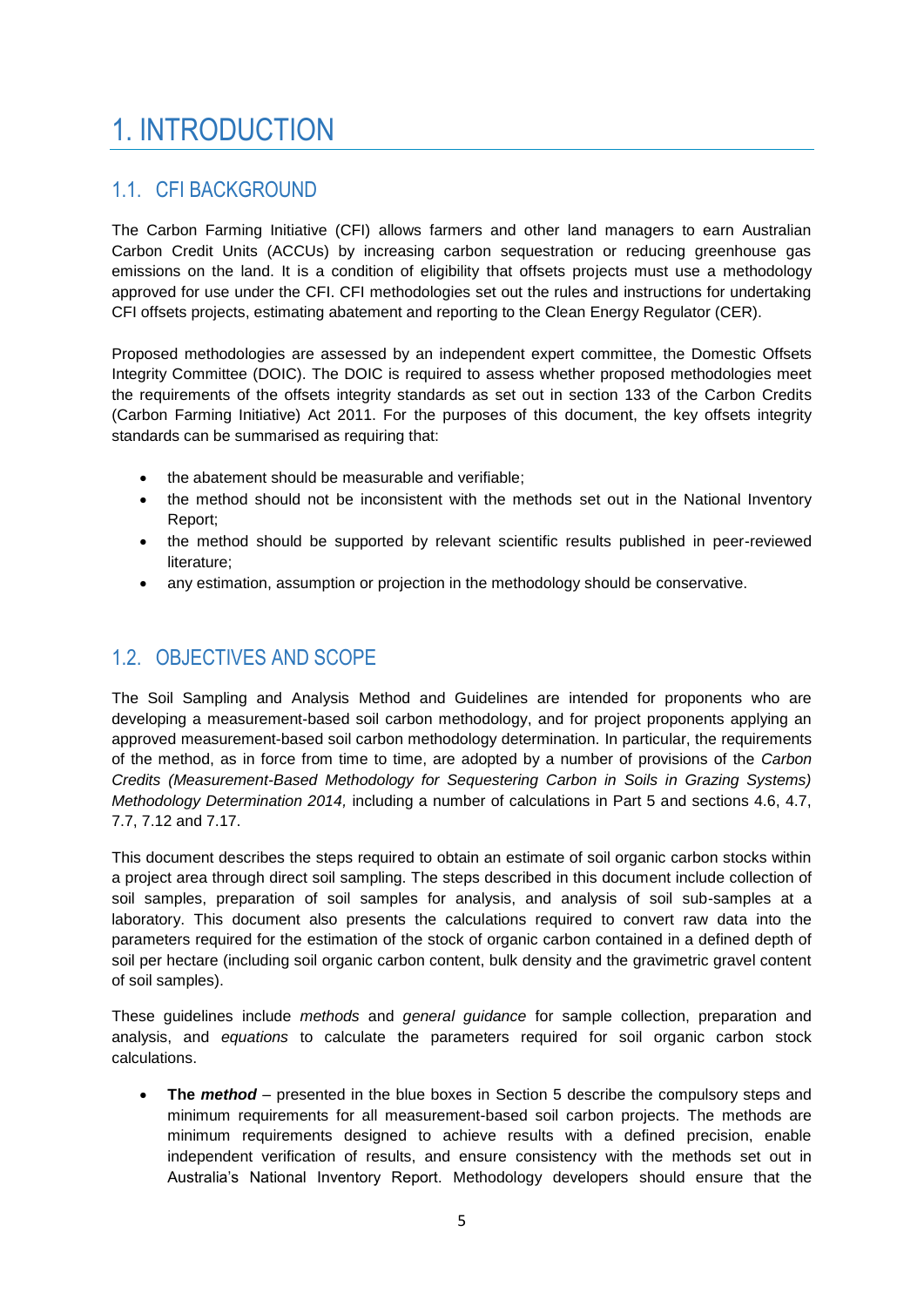# 1. INTRODUCTION

## 1.1. CFI BACKGROUND

The Carbon Farming Initiative (CFI) allows farmers and other land managers to earn Australian Carbon Credit Units (ACCUs) by increasing carbon sequestration or reducing greenhouse gas emissions on the land. It is a condition of eligibility that offsets projects must use a methodology approved for use under the CFI. CFI methodologies set out the rules and instructions for undertaking CFI offsets projects, estimating abatement and reporting to the Clean Energy Regulator (CER).

Proposed methodologies are assessed by an independent expert committee, the Domestic Offsets Integrity Committee (DOIC). The DOIC is required to assess whether proposed methodologies meet the requirements of the offsets integrity standards as set out in section 133 of the Carbon Credits (Carbon Farming Initiative) Act 2011. For the purposes of this document, the key offsets integrity standards can be summarised as requiring that:

- the abatement should be measurable and verifiable;
- the method should not be inconsistent with the methods set out in the National Inventory Report;
- the method should be supported by relevant scientific results published in peer-reviewed literature;
- any estimation, assumption or projection in the methodology should be conservative.

## 1.2. OBJECTIVES AND SCOPE

The Soil Sampling and Analysis Method and Guidelines are intended for proponents who are developing a measurement-based soil carbon methodology, and for project proponents applying an approved measurement-based soil carbon methodology determination. In particular, the requirements of the method, as in force from time to time, are adopted by a number of provisions of the *Carbon Credits (Measurement-Based Methodology for Sequestering Carbon in Soils in Grazing Systems) Methodology Determination 2014,* including a number of calculations in Part 5 and sections 4.6, 4.7, 7.7, 7.12 and 7.17.

This document describes the steps required to obtain an estimate of soil organic carbon stocks within a project area through direct soil sampling. The steps described in this document include collection of soil samples, preparation of soil samples for analysis, and analysis of soil sub-samples at a laboratory. This document also presents the calculations required to convert raw data into the parameters required for the estimation of the stock of organic carbon contained in a defined depth of soil per hectare (including soil organic carbon content, bulk density and the gravimetric gravel content of soil samples).

These guidelines include *methods* and *general guidance* for sample collection, preparation and analysis, and *equations* to calculate the parameters required for soil organic carbon stock calculations.

- **The *method*** – presented in the blue boxes in Section 5 describe the compulsory steps and minimum requirements for all measurement-based soil carbon projects. The methods are minimum requirements designed to achieve results with a defined precision, enable independent verification of results, and ensure consistency with the methods set out in Australia's National Inventory Report. Methodology developers should ensure that the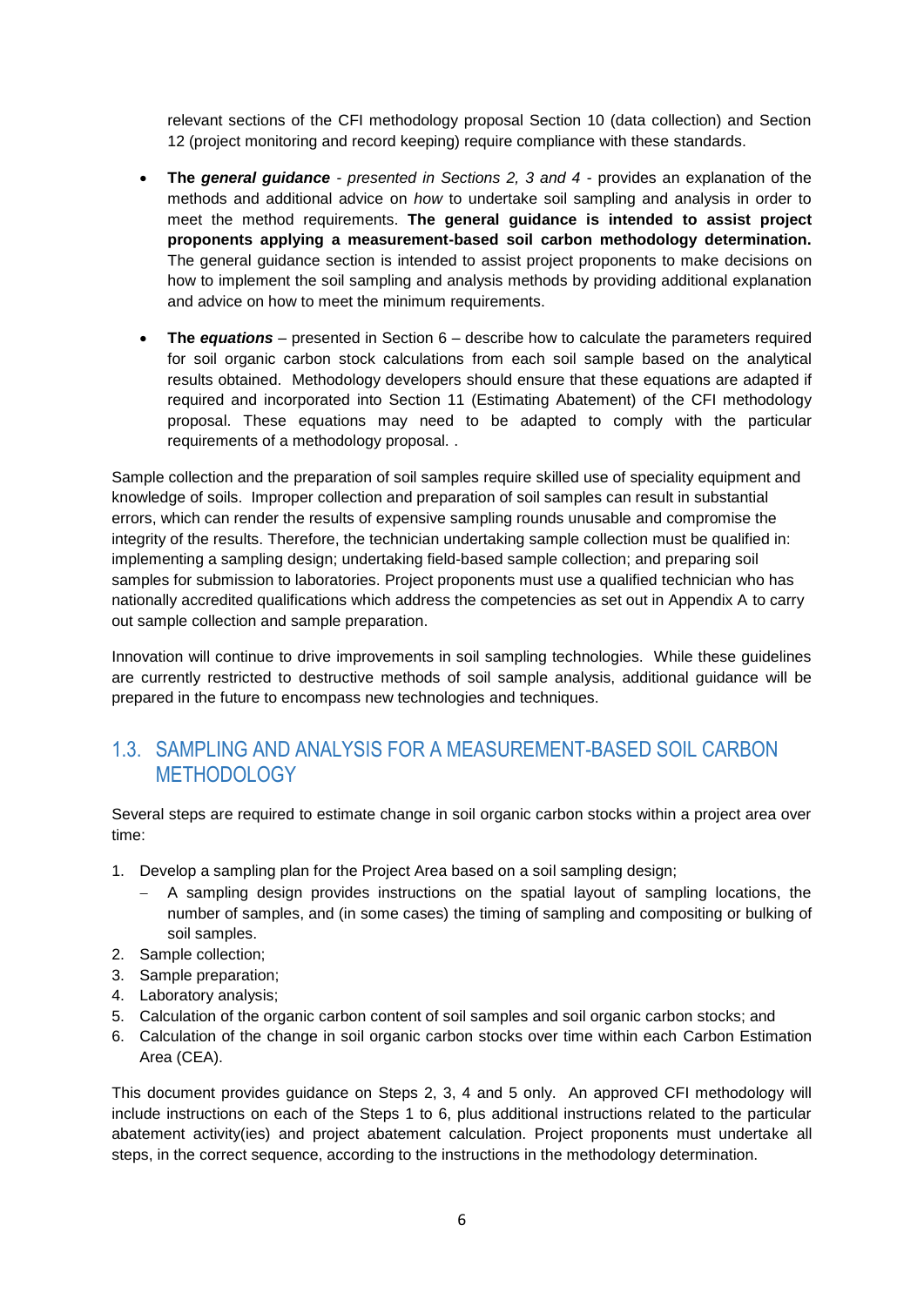relevant sections of the CFI methodology proposal Section 10 (data collection) and Section 12 (project monitoring and record keeping) require compliance with these standards.

- **The *general guidance*** - *presented in Sections 2, 3 and 4* - provides an explanation of the methods and additional advice on *how* to undertake soil sampling and analysis in order to meet the method requirements. **The general guidance is intended to assist project proponents applying a measurement-based soil carbon methodology determination.** The general guidance section is intended to assist project proponents to make decisions on how to implement the soil sampling and analysis methods by providing additional explanation and advice on how to meet the minimum requirements.

- **The *equations*** – presented in Section 6 – describe how to calculate the parameters required for soil organic carbon stock calculations from each soil sample based on the analytical results obtained. Methodology developers should ensure that these equations are adapted if required and incorporated into Section 11 (Estimating Abatement) of the CFI methodology proposal. These equations may need to be adapted to comply with the particular requirements of a methodology proposal. .

Sample collection and the preparation of soil samples require skilled use of speciality equipment and knowledge of soils. Improper collection and preparation of soil samples can result in substantial errors, which can render the results of expensive sampling rounds unusable and compromise the integrity of the results. Therefore, the technician undertaking sample collection must be qualified in: implementing a sampling design; undertaking field-based sample collection; and preparing soil samples for submission to laboratories. Project proponents must use a qualified technician who has nationally accredited qualifications which address the competencies as set out in Appendix A to carry out sample collection and sample preparation.

Innovation will continue to drive improvements in soil sampling technologies. While these guidelines are currently restricted to destructive methods of soil sample analysis, additional guidance will be prepared in the future to encompass new technologies and techniques.

## 1.3. SAMPLING AND ANALYSIS FOR A MEASUREMENT-BASED SOIL CARBON METHODOLOGY

Several steps are required to estimate change in soil organic carbon stocks within a project area over time:

1. Develop a sampling plan for the Project Area based on a soil sampling design;
   - A sampling design provides instructions on the spatial layout of sampling locations, the number of samples, and (in some cases) the timing of sampling and compositing or bulking of soil samples.
2. Sample collection;
3. Sample preparation;
4. Laboratory analysis;
5. Calculation of the organic carbon content of soil samples and soil organic carbon stocks; and
6. Calculation of the change in soil organic carbon stocks over time within each Carbon Estimation Area (CEA).

This document provides guidance on Steps 2, 3, 4 and 5 only. An approved CFI methodology will include instructions on each of the Steps 1 to 6, plus additional instructions related to the particular abatement activity(ies) and project abatement calculation. Project proponents must undertake all steps, in the correct sequence, according to the instructions in the methodology determination.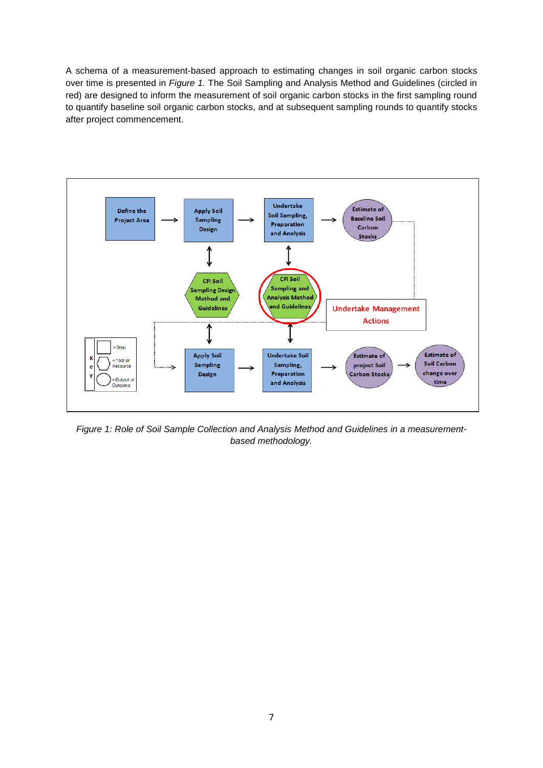A schema of a measurement-based approach to estimating changes in soil organic carbon stocks over time is presented in *Figure 1.* The Soil Sampling and Analysis Method and Guidelines (circled in red) are designed to inform the measurement of soil organic carbon stocks in the first sampling round to quantify baseline soil organic carbon stocks, and at subsequent sampling rounds to quantify stocks after project commencement.

*Figure 1: Role of Soil Sample Collection and Analysis Method and Guidelines in a measurement-based methodology.*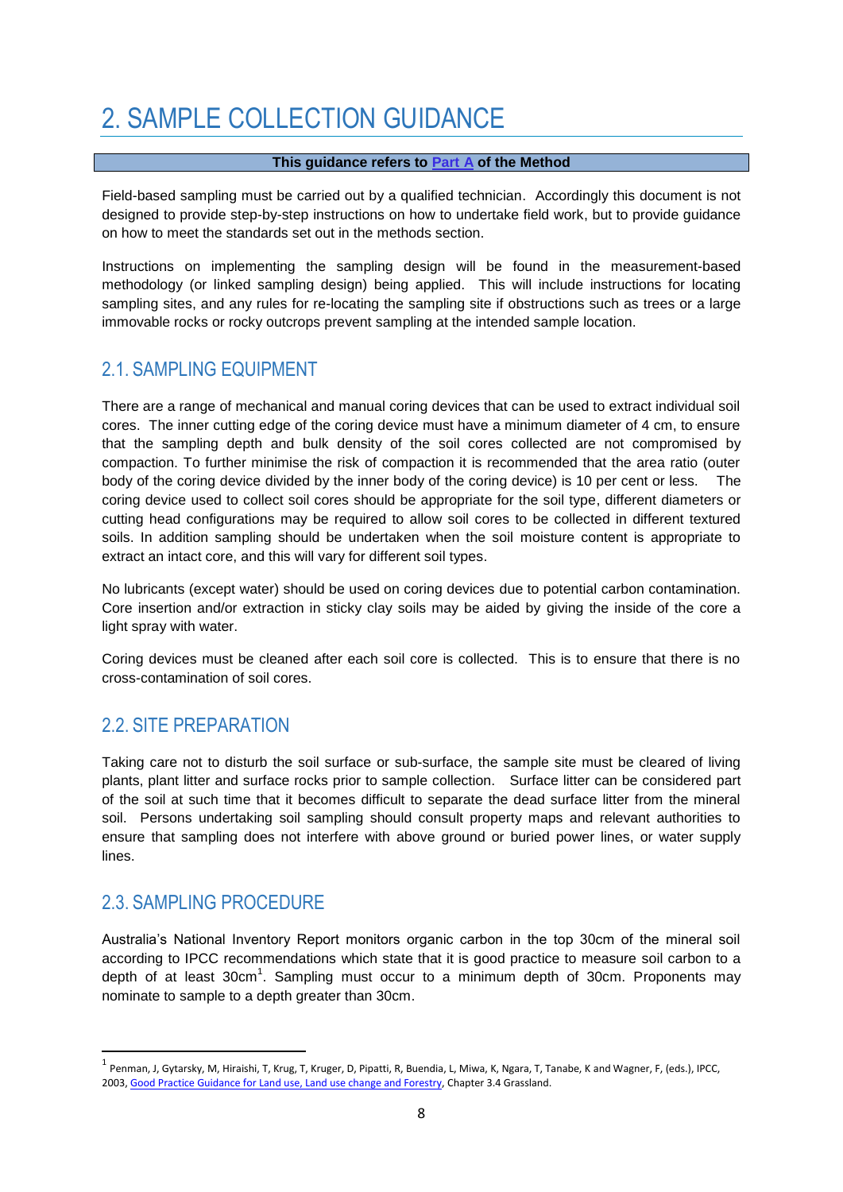# 2. SAMPLE COLLECTION GUIDANCE

**This guidance refers to Part A of the Method**

Field-based sampling must be carried out by a qualified technician. Accordingly this document is not designed to provide step-by-step instructions on how to undertake field work, but to provide guidance on how to meet the standards set out in the methods section.

Instructions on implementing the sampling design will be found in the measurement-based methodology (or linked sampling design) being applied. This will include instructions for locating sampling sites, and any rules for re-locating the sampling site if obstructions such as trees or a large immovable rocks or rocky outcrops prevent sampling at the intended sample location.

## 2.1. SAMPLING EQUIPMENT

There are a range of mechanical and manual coring devices that can be used to extract individual soil cores. The inner cutting edge of the coring device must have a minimum diameter of 4 cm, to ensure that the sampling depth and bulk density of the soil cores collected are not compromised by compaction. To further minimise the risk of compaction it is recommended that the area ratio (outer body of the coring device divided by the inner body of the coring device) is 10 per cent or less. The coring device used to collect soil cores should be appropriate for the soil type, different diameters or cutting head configurations may be required to allow soil cores to be collected in different textured soils. In addition sampling should be undertaken when the soil moisture content is appropriate to extract an intact core, and this will vary for different soil types.

No lubricants (except water) should be used on coring devices due to potential carbon contamination. Core insertion and/or extraction in sticky clay soils may be aided by giving the inside of the core a light spray with water.

Coring devices must be cleaned after each soil core is collected. This is to ensure that there is no cross-contamination of soil cores.

## 2.2. SITE PREPARATION

Taking care not to disturb the soil surface or sub-surface, the sample site must be cleared of living plants, plant litter and surface rocks prior to sample collection. Surface litter can be considered part of the soil at such time that it becomes difficult to separate the dead surface litter from the mineral soil. Persons undertaking soil sampling should consult property maps and relevant authorities to ensure that sampling does not interfere with above ground or buried power lines, or water supply lines.

## 2.3. SAMPLING PROCEDURE

Australia's National Inventory Report monitors organic carbon in the top 30cm of the mineral soil according to IPCC recommendations which state that it is good practice to measure soil carbon to a depth of at least 30cm[1]. Sampling must occur to a minimum depth of 30cm. Proponents may nominate to sample to a depth greater than 30cm.

---

[1] Penman, J, Gytarsky, M, Hiraishi, T, Krug, T, Kruger, D, Pipatti, R, Buendia, L, Miwa, K, Ngara, T, Tanabe, K and Wagner, F, (eds.), IPCC, 2003, Good Practice Guidance for Land use, Land use change and Forestry, Chapter 3.4 Grassland.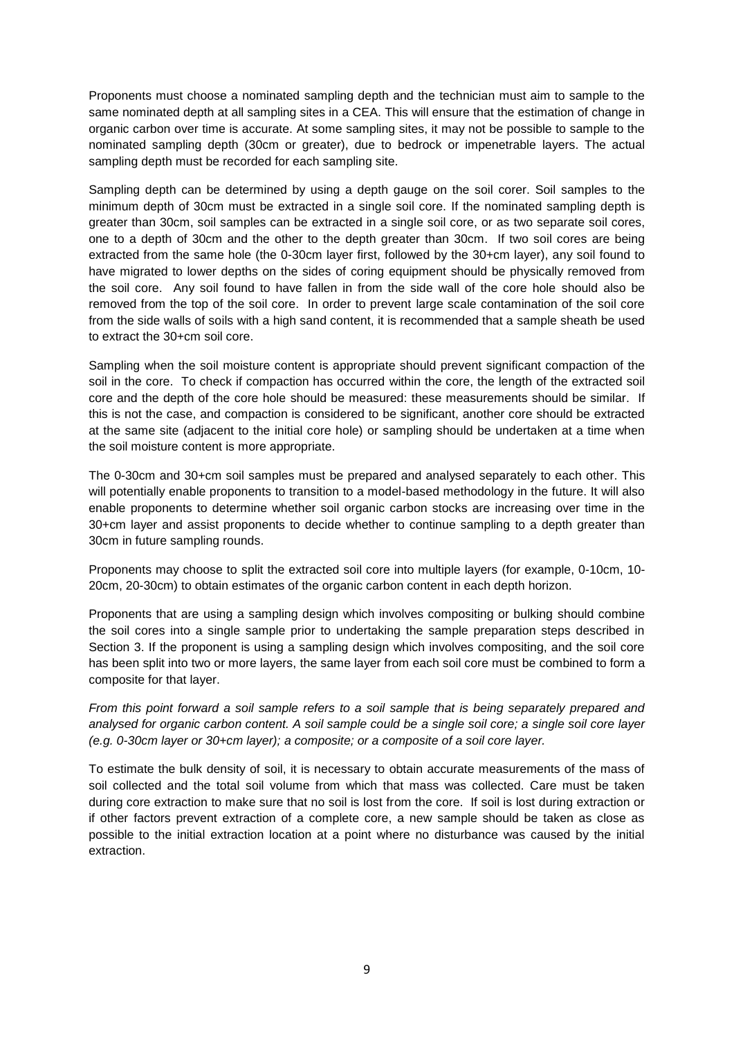Proponents must choose a nominated sampling depth and the technician must aim to sample to the same nominated depth at all sampling sites in a CEA. This will ensure that the estimation of change in organic carbon over time is accurate. At some sampling sites, it may not be possible to sample to the nominated sampling depth (30cm or greater), due to bedrock or impenetrable layers. The actual sampling depth must be recorded for each sampling site.

Sampling depth can be determined by using a depth gauge on the soil corer. Soil samples to the minimum depth of 30cm must be extracted in a single soil core. If the nominated sampling depth is greater than 30cm, soil samples can be extracted in a single soil core, or as two separate soil cores, one to a depth of 30cm and the other to the depth greater than 30cm. If two soil cores are being extracted from the same hole (the 0-30cm layer first, followed by the 30+cm layer), any soil found to have migrated to lower depths on the sides of coring equipment should be physically removed from the soil core. Any soil found to have fallen in from the side wall of the core hole should also be removed from the top of the soil core. In order to prevent large scale contamination of the soil core from the side walls of soils with a high sand content, it is recommended that a sample sheath be used to extract the 30+cm soil core.

Sampling when the soil moisture content is appropriate should prevent significant compaction of the soil in the core. To check if compaction has occurred within the core, the length of the extracted soil core and the depth of the core hole should be measured: these measurements should be similar. If this is not the case, and compaction is considered to be significant, another core should be extracted at the same site (adjacent to the initial core hole) or sampling should be undertaken at a time when the soil moisture content is more appropriate.

The 0-30cm and 30+cm soil samples must be prepared and analysed separately to each other. This will potentially enable proponents to transition to a model-based methodology in the future. It will also enable proponents to determine whether soil organic carbon stocks are increasing over time in the 30+cm layer and assist proponents to decide whether to continue sampling to a depth greater than 30cm in future sampling rounds.

Proponents may choose to split the extracted soil core into multiple layers (for example, 0-10cm, 10-20cm, 20-30cm) to obtain estimates of the organic carbon content in each depth horizon.

Proponents that are using a sampling design which involves compositing or bulking should combine the soil cores into a single sample prior to undertaking the sample preparation steps described in Section 3. If the proponent is using a sampling design which involves compositing, and the soil core has been split into two or more layers, the same layer from each soil core must be combined to form a composite for that layer.

*From this point forward a soil sample refers to a soil sample that is being separately prepared and analysed for organic carbon content. A soil sample could be a single soil core; a single soil core layer (e.g. 0-30cm layer or 30+cm layer); a composite; or a composite of a soil core layer.*

To estimate the bulk density of soil, it is necessary to obtain accurate measurements of the mass of soil collected and the total soil volume from which that mass was collected. Care must be taken during core extraction to make sure that no soil is lost from the core. If soil is lost during extraction or if other factors prevent extraction of a complete core, a new sample should be taken as close as possible to the initial extraction location at a point where no disturbance was caused by the initial extraction.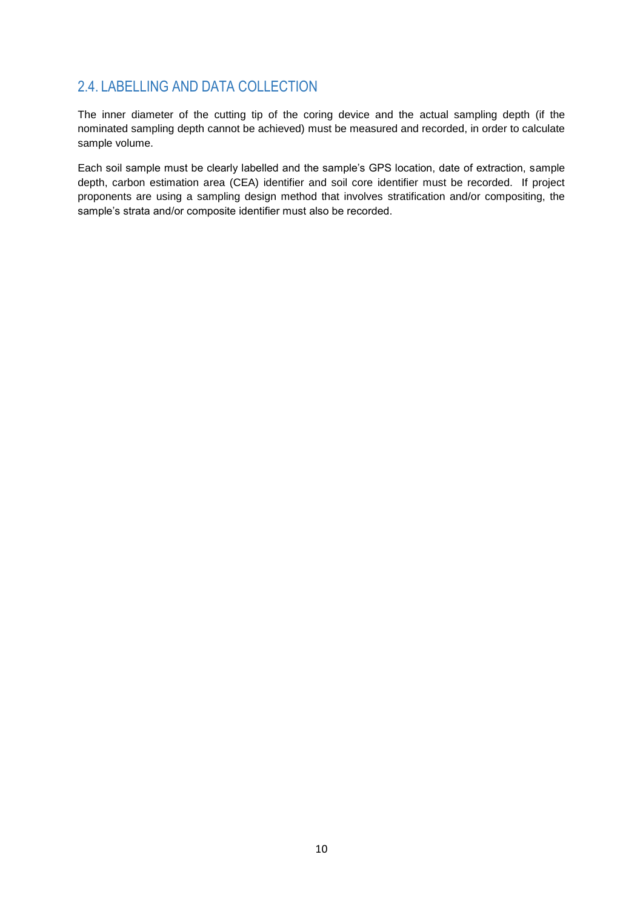## 2.4. LABELLING AND DATA COLLECTION

The inner diameter of the cutting tip of the coring device and the actual sampling depth (if the nominated sampling depth cannot be achieved) must be measured and recorded, in order to calculate sample volume.

Each soil sample must be clearly labelled and the sample's GPS location, date of extraction, sample depth, carbon estimation area (CEA) identifier and soil core identifier must be recorded. If project proponents are using a sampling design method that involves stratification and/or compositing, the sample's strata and/or composite identifier must also be recorded.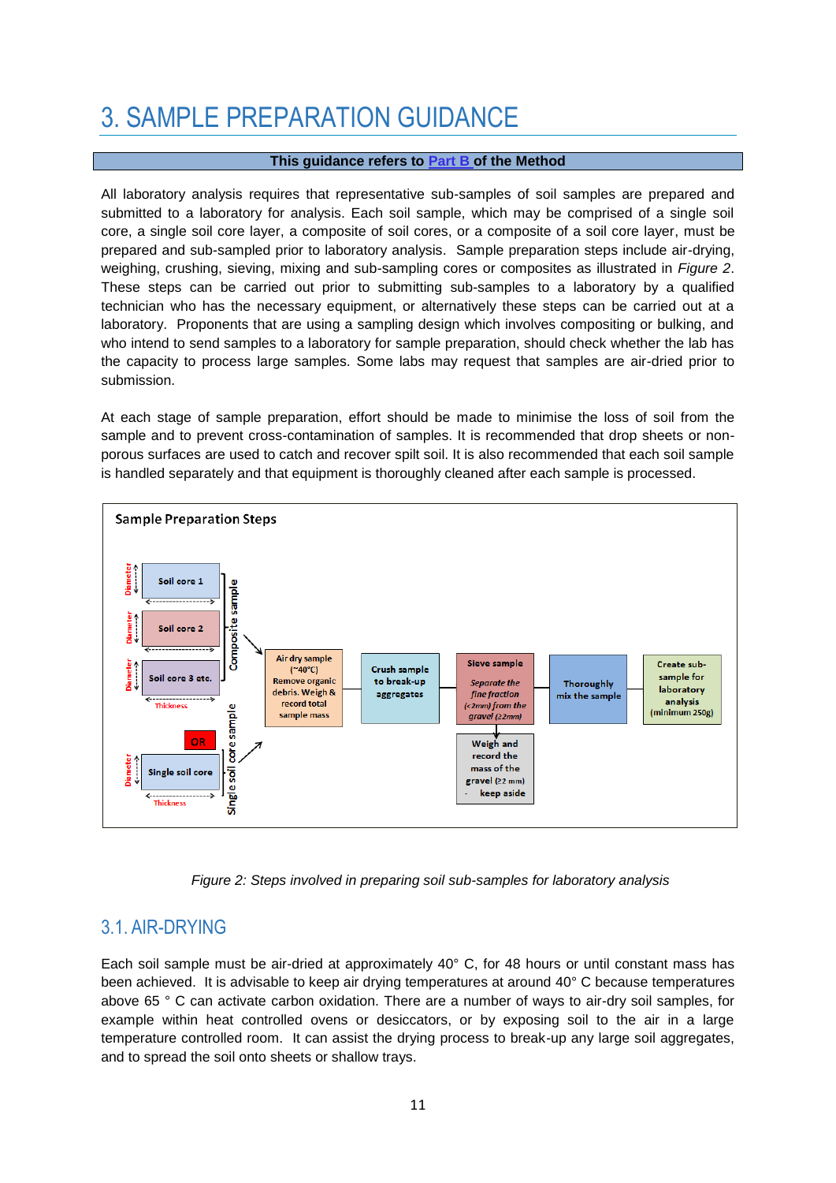# 3. SAMPLE PREPARATION GUIDANCE

**This guidance refers to Part B of the Method**

All laboratory analysis requires that representative sub-samples of soil samples are prepared and submitted to a laboratory for analysis. Each soil sample, which may be comprised of a single soil core, a single soil core layer, a composite of soil cores, or a composite of a soil core layer, must be prepared and sub-sampled prior to laboratory analysis. Sample preparation steps include air-drying, weighing, crushing, sieving, mixing and sub-sampling cores or composites as illustrated in *Figure 2*. These steps can be carried out prior to submitting sub-samples to a laboratory by a qualified technician who has the necessary equipment, or alternatively these steps can be carried out at a laboratory. Proponents that are using a sampling design which involves compositing or bulking, and who intend to send samples to a laboratory for sample preparation, should check whether the lab has the capacity to process large samples. Some labs may request that samples are air-dried prior to submission.

At each stage of sample preparation, effort should be made to minimise the loss of soil from the sample and to prevent cross-contamination of samples. It is recommended that drop sheets or non-porous surfaces are used to catch and recover spilt soil. It is also recommended that each soil sample is handled separately and that equipment is thoroughly cleaned after each sample is processed.

**Sample Preparation Steps**

- Composite sample: Soil core 1, Soil core 2, Soil core 3 etc. (Diameter, Thickness)
- OR
- Single soil core sample: Single soil core (Diameter, Thickness)

→ Air dry sample (~40°C) Remove organic debris. Weigh & record total sample mass → Crush sample to break-up aggregates → Sieve sample: *Separate the fine fraction (<2mm) from the gravel (≥2mm)* → Thoroughly mix the sample → Create sub-sample for laboratory analysis (minimum 250g)

Sieve sample → Weigh and record the mass of the gravel (≥2 mm) - keep aside

*Figure 2: Steps involved in preparing soil sub-samples for laboratory analysis*

## 3.1. AIR-DRYING

Each soil sample must be air-dried at approximately 40° C, for 48 hours or until constant mass has been achieved. It is advisable to keep air drying temperatures at around 40° C because temperatures above 65 ° C can activate carbon oxidation. There are a number of ways to air-dry soil samples, for example within heat controlled ovens or desiccators, or by exposing soil to the air in a large temperature controlled room. It can assist the drying process to break-up any large soil aggregates, and to spread the soil onto sheets or shallow trays.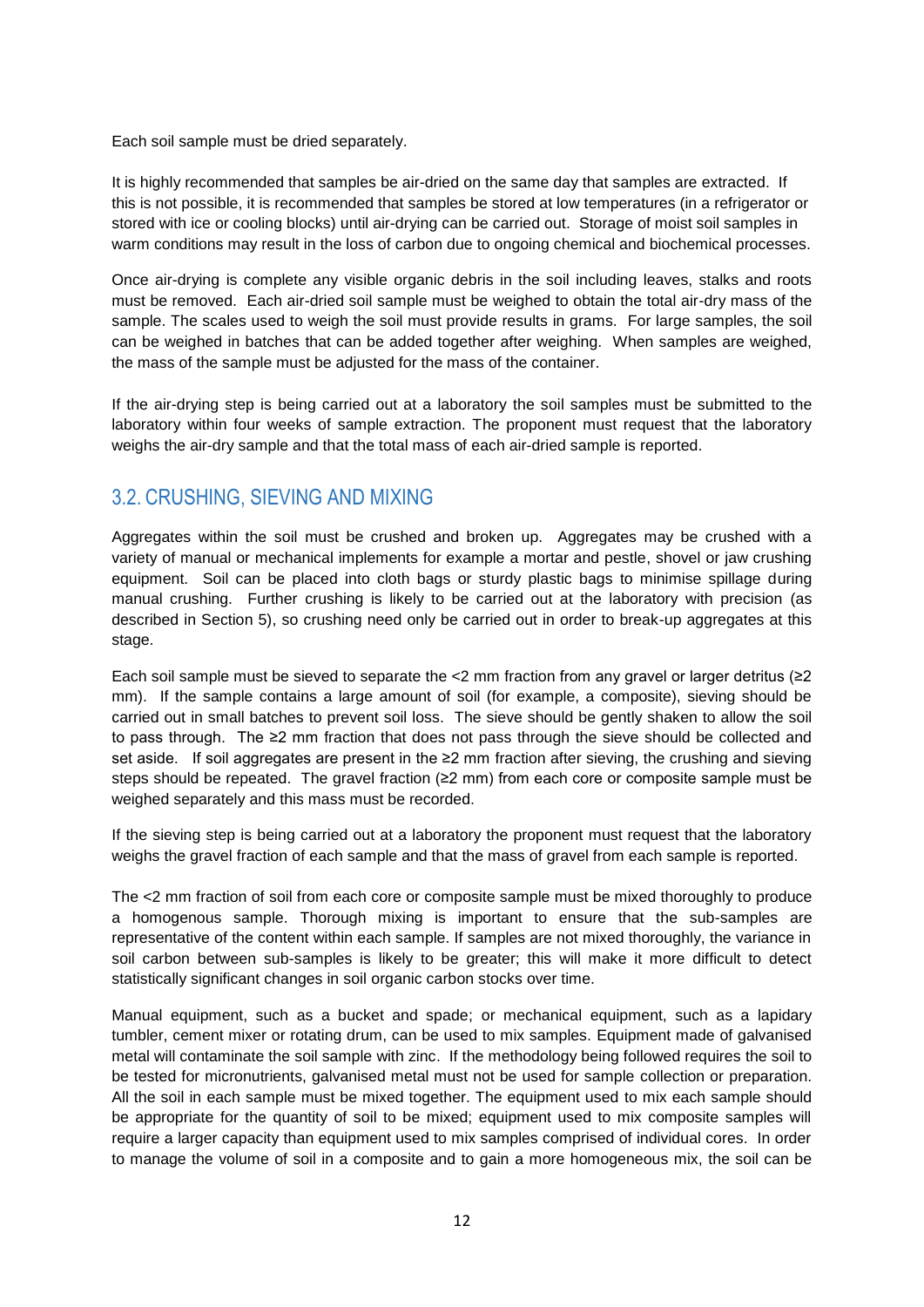Each soil sample must be dried separately.

It is highly recommended that samples be air-dried on the same day that samples are extracted. If this is not possible, it is recommended that samples be stored at low temperatures (in a refrigerator or stored with ice or cooling blocks) until air-drying can be carried out. Storage of moist soil samples in warm conditions may result in the loss of carbon due to ongoing chemical and biochemical processes.

Once air-drying is complete any visible organic debris in the soil including leaves, stalks and roots must be removed. Each air-dried soil sample must be weighed to obtain the total air-dry mass of the sample. The scales used to weigh the soil must provide results in grams. For large samples, the soil can be weighed in batches that can be added together after weighing. When samples are weighed, the mass of the sample must be adjusted for the mass of the container.

If the air-drying step is being carried out at a laboratory the soil samples must be submitted to the laboratory within four weeks of sample extraction. The proponent must request that the laboratory weighs the air-dry sample and that the total mass of each air-dried sample is reported.

## 3.2. CRUSHING, SIEVING AND MIXING

Aggregates within the soil must be crushed and broken up. Aggregates may be crushed with a variety of manual or mechanical implements for example a mortar and pestle, shovel or jaw crushing equipment. Soil can be placed into cloth bags or sturdy plastic bags to minimise spillage during manual crushing. Further crushing is likely to be carried out at the laboratory with precision (as described in Section 5), so crushing need only be carried out in order to break-up aggregates at this stage.

Each soil sample must be sieved to separate the <2 mm fraction from any gravel or larger detritus (≥2 mm). If the sample contains a large amount of soil (for example, a composite), sieving should be carried out in small batches to prevent soil loss. The sieve should be gently shaken to allow the soil to pass through. The ≥2 mm fraction that does not pass through the sieve should be collected and set aside. If soil aggregates are present in the ≥2 mm fraction after sieving, the crushing and sieving steps should be repeated. The gravel fraction (≥2 mm) from each core or composite sample must be weighed separately and this mass must be recorded.

If the sieving step is being carried out at a laboratory the proponent must request that the laboratory weighs the gravel fraction of each sample and that the mass of gravel from each sample is reported.

The <2 mm fraction of soil from each core or composite sample must be mixed thoroughly to produce a homogenous sample. Thorough mixing is important to ensure that the sub-samples are representative of the content within each sample. If samples are not mixed thoroughly, the variance in soil carbon between sub-samples is likely to be greater; this will make it more difficult to detect statistically significant changes in soil organic carbon stocks over time.

Manual equipment, such as a bucket and spade; or mechanical equipment, such as a lapidary tumbler, cement mixer or rotating drum, can be used to mix samples. Equipment made of galvanised metal will contaminate the soil sample with zinc. If the methodology being followed requires the soil to be tested for micronutrients, galvanised metal must not be used for sample collection or preparation. All the soil in each sample must be mixed together. The equipment used to mix each sample should be appropriate for the quantity of soil to be mixed; equipment used to mix composite samples will require a larger capacity than equipment used to mix samples comprised of individual cores. In order to manage the volume of soil in a composite and to gain a more homogeneous mix, the soil can be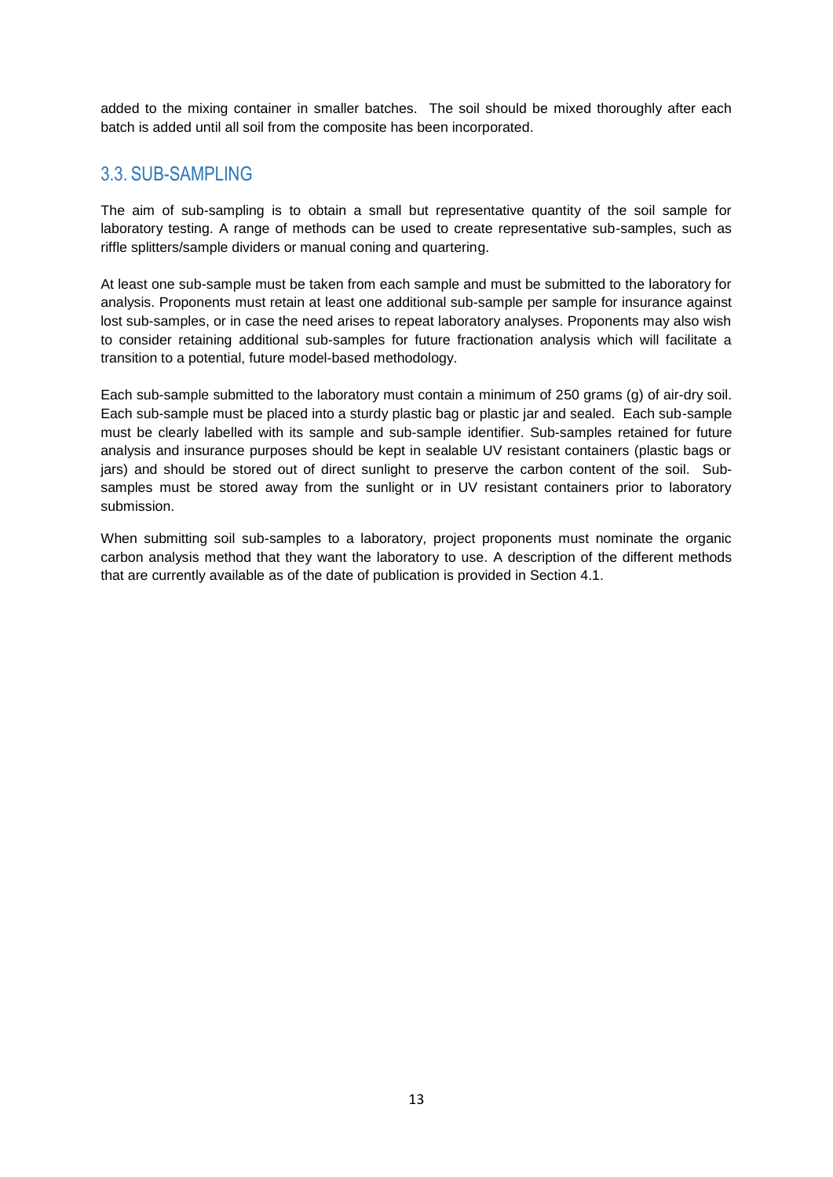added to the mixing container in smaller batches. The soil should be mixed thoroughly after each batch is added until all soil from the composite has been incorporated.

## 3.3. SUB-SAMPLING

The aim of sub-sampling is to obtain a small but representative quantity of the soil sample for laboratory testing. A range of methods can be used to create representative sub-samples, such as riffle splitters/sample dividers or manual coning and quartering.

At least one sub-sample must be taken from each sample and must be submitted to the laboratory for analysis. Proponents must retain at least one additional sub-sample per sample for insurance against lost sub-samples, or in case the need arises to repeat laboratory analyses. Proponents may also wish to consider retaining additional sub-samples for future fractionation analysis which will facilitate a transition to a potential, future model-based methodology.

Each sub-sample submitted to the laboratory must contain a minimum of 250 grams (g) of air-dry soil. Each sub-sample must be placed into a sturdy plastic bag or plastic jar and sealed. Each sub-sample must be clearly labelled with its sample and sub-sample identifier. Sub-samples retained for future analysis and insurance purposes should be kept in sealable UV resistant containers (plastic bags or jars) and should be stored out of direct sunlight to preserve the carbon content of the soil. Sub-samples must be stored away from the sunlight or in UV resistant containers prior to laboratory submission.

When submitting soil sub-samples to a laboratory, project proponents must nominate the organic carbon analysis method that they want the laboratory to use. A description of the different methods that are currently available as of the date of publication is provided in Section 4.1.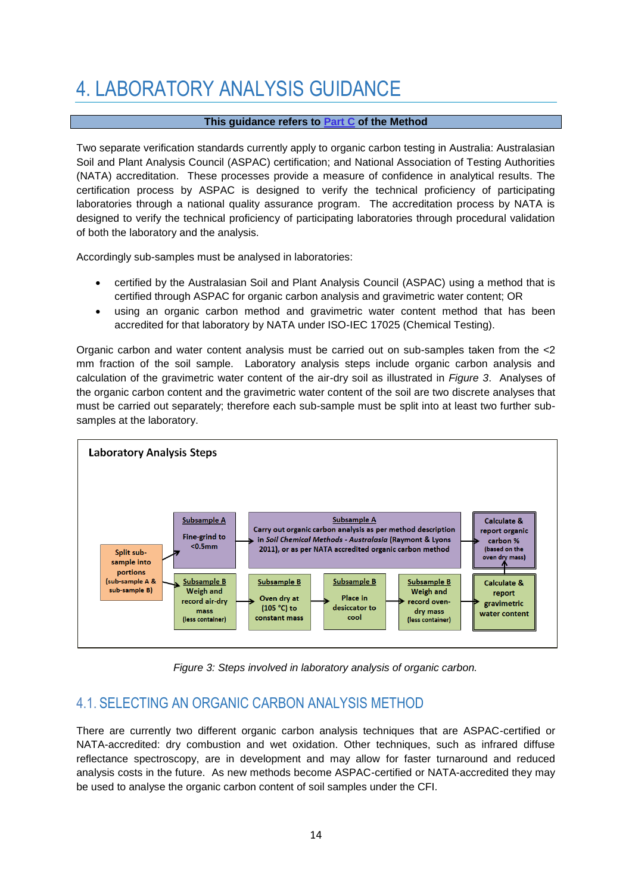# 4. LABORATORY ANALYSIS GUIDANCE

**This guidance refers to Part C of the Method**

Two separate verification standards currently apply to organic carbon testing in Australia: Australasian Soil and Plant Analysis Council (ASPAC) certification; and National Association of Testing Authorities (NATA) accreditation. These processes provide a measure of confidence in analytical results. The certification process by ASPAC is designed to verify the technical proficiency of participating laboratories through a national quality assurance program. The accreditation process by NATA is designed to verify the technical proficiency of participating laboratories through procedural validation of both the laboratory and the analysis.

Accordingly sub-samples must be analysed in laboratories:

- certified by the Australasian Soil and Plant Analysis Council (ASPAC) using a method that is certified through ASPAC for organic carbon analysis and gravimetric water content; OR
- using an organic carbon method and gravimetric water content method that has been accredited for that laboratory by NATA under ISO-IEC 17025 (Chemical Testing).

Organic carbon and water content analysis must be carried out on sub-samples taken from the <2 mm fraction of the soil sample. Laboratory analysis steps include organic carbon analysis and calculation of the gravimetric water content of the air-dry soil as illustrated in *Figure 3*. Analyses of the organic carbon content and the gravimetric water content of the soil are two discrete analyses that must be carried out separately; therefore each sub-sample must be split into at least two further sub-samples at the laboratory.

**Laboratory Analysis Steps**

Split sub-sample into portions (sub-sample A & sub-sample B)

- Subsample A: Fine-grind to <0.5mm → Subsample A: Carry out organic carbon analysis as per method description in *Soil Chemical Methods - Australasia* (Raymont & Lyons 2011), or as per NATA accredited organic carbon method → Calculate & report organic carbon % (based on the oven dry mass)
- Subsample B: Weigh and record air-dry mass (less container) → Subsample B: Oven dry at (105 °C) to constant mass → Subsample B: Place in desiccator to cool → Subsample B: Weigh and record oven-dry mass (less container) → Calculate & report gravimetric water content

*Figure 3: Steps involved in laboratory analysis of organic carbon.*

## 4.1. SELECTING AN ORGANIC CARBON ANALYSIS METHOD

There are currently two different organic carbon analysis techniques that are ASPAC-certified or NATA-accredited: dry combustion and wet oxidation. Other techniques, such as infrared diffuse reflectance spectroscopy, are in development and may allow for faster turnaround and reduced analysis costs in the future. As new methods become ASPAC-certified or NATA-accredited they may be used to analyse the organic carbon content of soil samples under the CFI.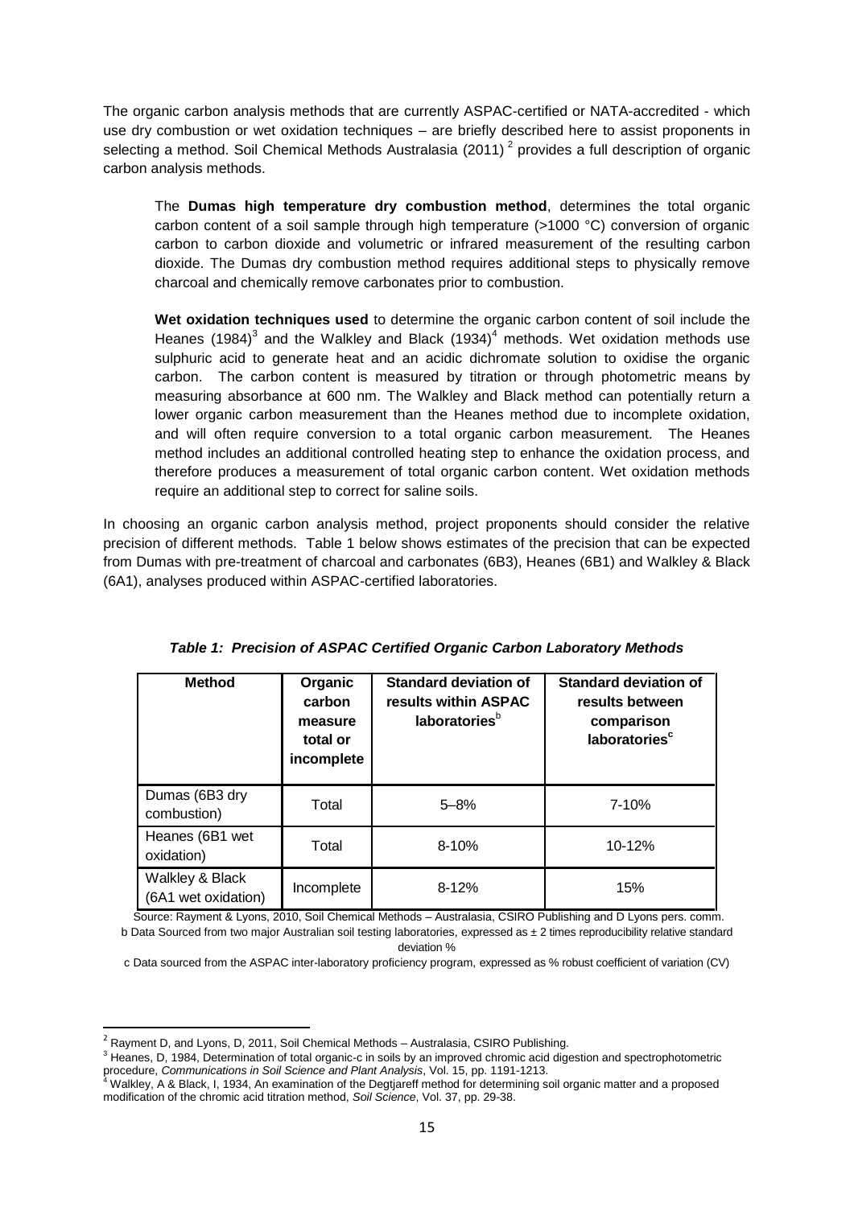The organic carbon analysis methods that are currently ASPAC-certified or NATA-accredited - which use dry combustion or wet oxidation techniques – are briefly described here to assist proponents in selecting a method. Soil Chemical Methods Australasia (2011) [2] provides a full description of organic carbon analysis methods.

> The **Dumas high temperature dry combustion method**, determines the total organic carbon content of a soil sample through high temperature (>1000 °C) conversion of organic carbon to carbon dioxide and volumetric or infrared measurement of the resulting carbon dioxide. The Dumas dry combustion method requires additional steps to physically remove charcoal and chemically remove carbonates prior to combustion.
>
> **Wet oxidation techniques used** to determine the organic carbon content of soil include the Heanes (1984)[3] and the Walkley and Black (1934)[4] methods. Wet oxidation methods use sulphuric acid to generate heat and an acidic dichromate solution to oxidise the organic carbon. The carbon content is measured by titration or through photometric means by measuring absorbance at 600 nm. The Walkley and Black method can potentially return a lower organic carbon measurement than the Heanes method due to incomplete oxidation, and will often require conversion to a total organic carbon measurement. The Heanes method includes an additional controlled heating step to enhance the oxidation process, and therefore produces a measurement of total organic carbon content. Wet oxidation methods require an additional step to correct for saline soils.

In choosing an organic carbon analysis method, project proponents should consider the relative precision of different methods. Table 1 below shows estimates of the precision that can be expected from Dumas with pre-treatment of charcoal and carbonates (6B3), Heanes (6B1) and Walkley & Black (6A1), analyses produced within ASPAC-certified laboratories.

***Table 1: Precision of ASPAC Certified Organic Carbon Laboratory Methods***

| Method | Organic carbon measure total or incomplete | Standard deviation of results within ASPAC laboratories[b] | Standard deviation of results between comparison laboratories[c] |
|---|---|---|---|
| Dumas (6B3 dry combustion) | Total | 5–8% | 7-10% |
| Heanes (6B1 wet oxidation) | Total | 8-10% | 10-12% |
| Walkley & Black (6A1 wet oxidation) | Incomplete | 8-12% | 15% |

Source: Rayment & Lyons, 2010, Soil Chemical Methods – Australasia, CSIRO Publishing and D Lyons pers. comm.

b Data Sourced from two major Australian soil testing laboratories, expressed as ± 2 times reproducibility relative standard deviation %

c Data sourced from the ASPAC inter-laboratory proficiency program, expressed as % robust coefficient of variation (CV)

---

[2] Rayment D, and Lyons, D, 2011, Soil Chemical Methods – Australasia, CSIRO Publishing.

[3] Heanes, D, 1984, Determination of total organic-c in soils by an improved chromic acid digestion and spectrophotometric procedure, *Communications in Soil Science and Plant Analysis*, Vol. 15, pp. 1191-1213.

[4] Walkley, A & Black, I, 1934, An examination of the Degtjareff method for determining soil organic matter and a proposed modification of the chromic acid titration method, *Soil Science*, Vol. 37, pp. 29-38.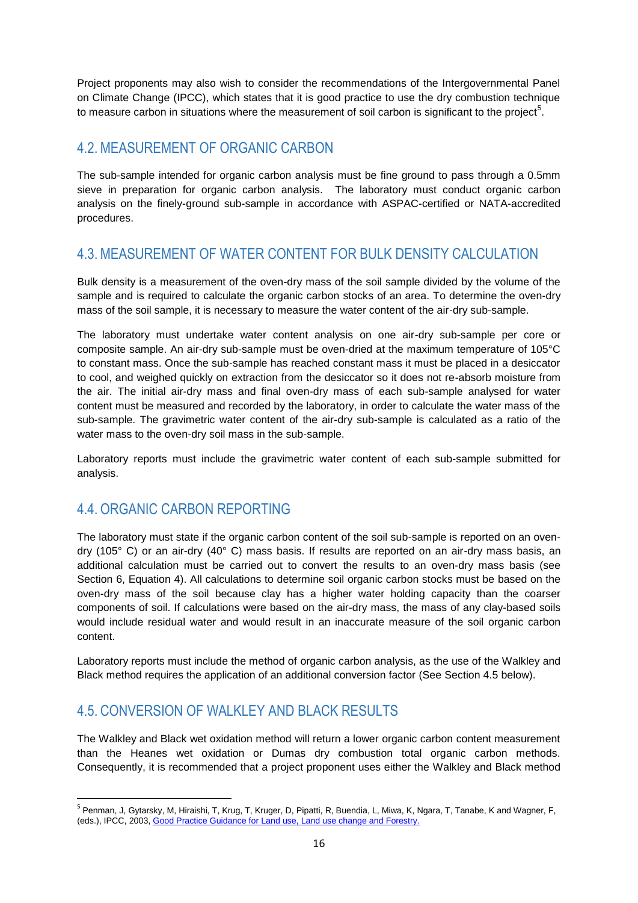Project proponents may also wish to consider the recommendations of the Intergovernmental Panel on Climate Change (IPCC), which states that it is good practice to use the dry combustion technique to measure carbon in situations where the measurement of soil carbon is significant to the project[5].

## 4.2. MEASUREMENT OF ORGANIC CARBON

The sub-sample intended for organic carbon analysis must be fine ground to pass through a 0.5mm sieve in preparation for organic carbon analysis. The laboratory must conduct organic carbon analysis on the finely-ground sub-sample in accordance with ASPAC-certified or NATA-accredited procedures.

## 4.3. MEASUREMENT OF WATER CONTENT FOR BULK DENSITY CALCULATION

Bulk density is a measurement of the oven-dry mass of the soil sample divided by the volume of the sample and is required to calculate the organic carbon stocks of an area. To determine the oven-dry mass of the soil sample, it is necessary to measure the water content of the air-dry sub-sample.

The laboratory must undertake water content analysis on one air-dry sub-sample per core or composite sample. An air-dry sub-sample must be oven-dried at the maximum temperature of 105°C to constant mass. Once the sub-sample has reached constant mass it must be placed in a desiccator to cool, and weighed quickly on extraction from the desiccator so it does not re-absorb moisture from the air. The initial air-dry mass and final oven-dry mass of each sub-sample analysed for water content must be measured and recorded by the laboratory, in order to calculate the water mass of the sub-sample. The gravimetric water content of the air-dry sub-sample is calculated as a ratio of the water mass to the oven-dry soil mass in the sub-sample.

Laboratory reports must include the gravimetric water content of each sub-sample submitted for analysis.

## 4.4. ORGANIC CARBON REPORTING

The laboratory must state if the organic carbon content of the soil sub-sample is reported on an oven-dry (105° C) or an air-dry (40° C) mass basis. If results are reported on an air-dry mass basis, an additional calculation must be carried out to convert the results to an oven-dry mass basis (see Section 6, Equation 4). All calculations to determine soil organic carbon stocks must be based on the oven-dry mass of the soil because clay has a higher water holding capacity than the coarser components of soil. If calculations were based on the air-dry mass, the mass of any clay-based soils would include residual water and would result in an inaccurate measure of the soil organic carbon content.

Laboratory reports must include the method of organic carbon analysis, as the use of the Walkley and Black method requires the application of an additional conversion factor (See Section 4.5 below).

## 4.5. CONVERSION OF WALKLEY AND BLACK RESULTS

The Walkley and Black wet oxidation method will return a lower organic carbon content measurement than the Heanes wet oxidation or Dumas dry combustion total organic carbon methods. Consequently, it is recommended that a project proponent uses either the Walkley and Black method

---

[5] Penman, J, Gytarsky, M, Hiraishi, T, Krug, T, Kruger, D, Pipatti, R, Buendia, L, Miwa, K, Ngara, T, Tanabe, K and Wagner, F, (eds.), IPCC, 2003, Good Practice Guidance for Land use, Land use change and Forestry.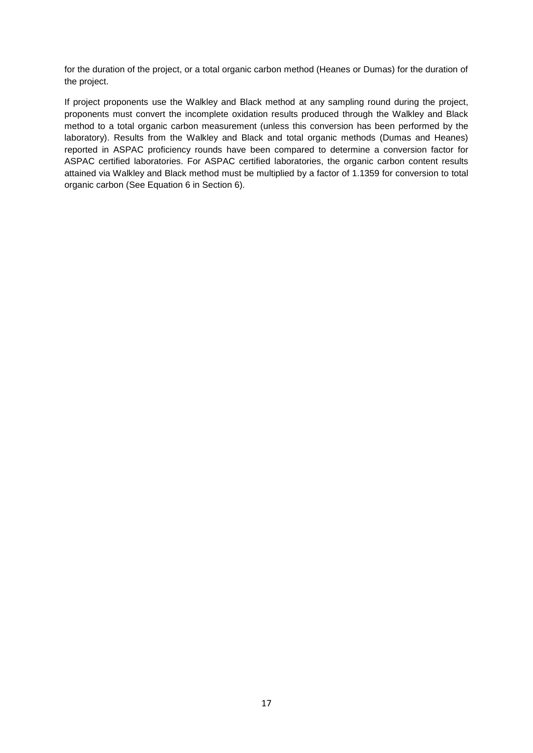for the duration of the project, or a total organic carbon method (Heanes or Dumas) for the duration of the project.

If project proponents use the Walkley and Black method at any sampling round during the project, proponents must convert the incomplete oxidation results produced through the Walkley and Black method to a total organic carbon measurement (unless this conversion has been performed by the laboratory). Results from the Walkley and Black and total organic methods (Dumas and Heanes) reported in ASPAC proficiency rounds have been compared to determine a conversion factor for ASPAC certified laboratories. For ASPAC certified laboratories, the organic carbon content results attained via Walkley and Black method must be multiplied by a factor of 1.1359 for conversion to total organic carbon (See Equation 6 in Section 6).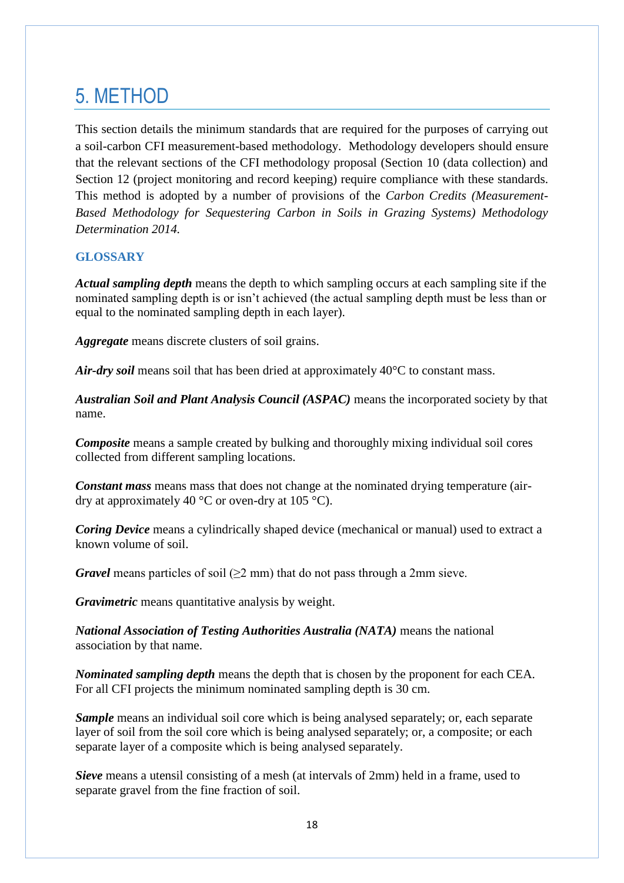# 5. METHOD

This section details the minimum standards that are required for the purposes of carrying out a soil-carbon CFI measurement-based methodology. Methodology developers should ensure that the relevant sections of the CFI methodology proposal (Section 10 (data collection) and Section 12 (project monitoring and record keeping) require compliance with these standards. This method is adopted by a number of provisions of the *Carbon Credits (Measurement-Based Methodology for Sequestering Carbon in Soils in Grazing Systems) Methodology Determination 2014.*

## GLOSSARY

***Actual sampling depth*** means the depth to which sampling occurs at each sampling site if the nominated sampling depth is or isn't achieved (the actual sampling depth must be less than or equal to the nominated sampling depth in each layer).

***Aggregate*** means discrete clusters of soil grains.

***Air-dry soil*** means soil that has been dried at approximately 40°C to constant mass.

***Australian Soil and Plant Analysis Council (ASPAC)*** means the incorporated society by that name.

***Composite*** means a sample created by bulking and thoroughly mixing individual soil cores collected from different sampling locations.

***Constant mass*** means mass that does not change at the nominated drying temperature (air-dry at approximately 40 °C or oven-dry at 105 °C).

***Coring Device*** means a cylindrically shaped device (mechanical or manual) used to extract a known volume of soil.

***Gravel*** means particles of soil (≥2 mm) that do not pass through a 2mm sieve.

***Gravimetric*** means quantitative analysis by weight.

***National Association of Testing Authorities Australia (NATA)*** means the national association by that name.

***Nominated sampling depth*** means the depth that is chosen by the proponent for each CEA. For all CFI projects the minimum nominated sampling depth is 30 cm.

***Sample*** means an individual soil core which is being analysed separately; or, each separate layer of soil from the soil core which is being analysed separately; or, a composite; or each separate layer of a composite which is being analysed separately.

***Sieve*** means a utensil consisting of a mesh (at intervals of 2mm) held in a frame, used to separate gravel from the fine fraction of soil.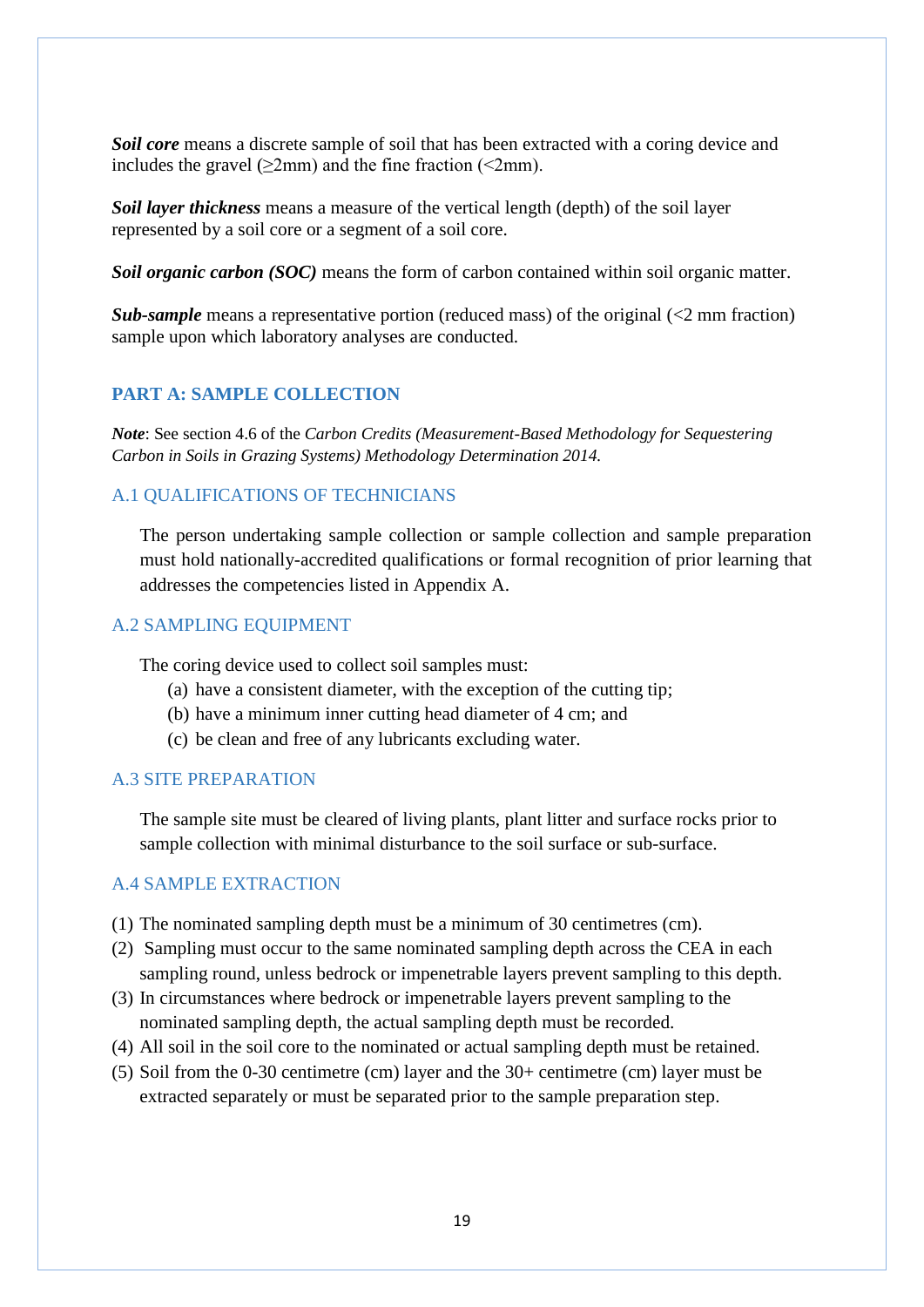***Soil core*** means a discrete sample of soil that has been extracted with a coring device and includes the gravel (≥2mm) and the fine fraction (<2mm).

***Soil layer thickness*** means a measure of the vertical length (depth) of the soil layer represented by a soil core or a segment of a soil core.

***Soil organic carbon (SOC)*** means the form of carbon contained within soil organic matter.

***Sub-sample*** means a representative portion (reduced mass) of the original (<2 mm fraction) sample upon which laboratory analyses are conducted.

## PART A: SAMPLE COLLECTION

***Note***: See section 4.6 of the *Carbon Credits (Measurement-Based Methodology for Sequestering Carbon in Soils in Grazing Systems) Methodology Determination 2014.*

### A.1 QUALIFICATIONS OF TECHNICIANS

The person undertaking sample collection or sample collection and sample preparation must hold nationally-accredited qualifications or formal recognition of prior learning that addresses the competencies listed in Appendix A.

### A.2 SAMPLING EQUIPMENT

The coring device used to collect soil samples must:

(a) have a consistent diameter, with the exception of the cutting tip;
(b) have a minimum inner cutting head diameter of 4 cm; and
(c) be clean and free of any lubricants excluding water.

### A.3 SITE PREPARATION

The sample site must be cleared of living plants, plant litter and surface rocks prior to sample collection with minimal disturbance to the soil surface or sub-surface.

### A.4 SAMPLE EXTRACTION

(1) The nominated sampling depth must be a minimum of 30 centimetres (cm).
(2) Sampling must occur to the same nominated sampling depth across the CEA in each sampling round, unless bedrock or impenetrable layers prevent sampling to this depth.
(3) In circumstances where bedrock or impenetrable layers prevent sampling to the nominated sampling depth, the actual sampling depth must be recorded.
(4) All soil in the soil core to the nominated or actual sampling depth must be retained.
(5) Soil from the 0-30 centimetre (cm) layer and the 30+ centimetre (cm) layer must be extracted separately or must be separated prior to the sample preparation step.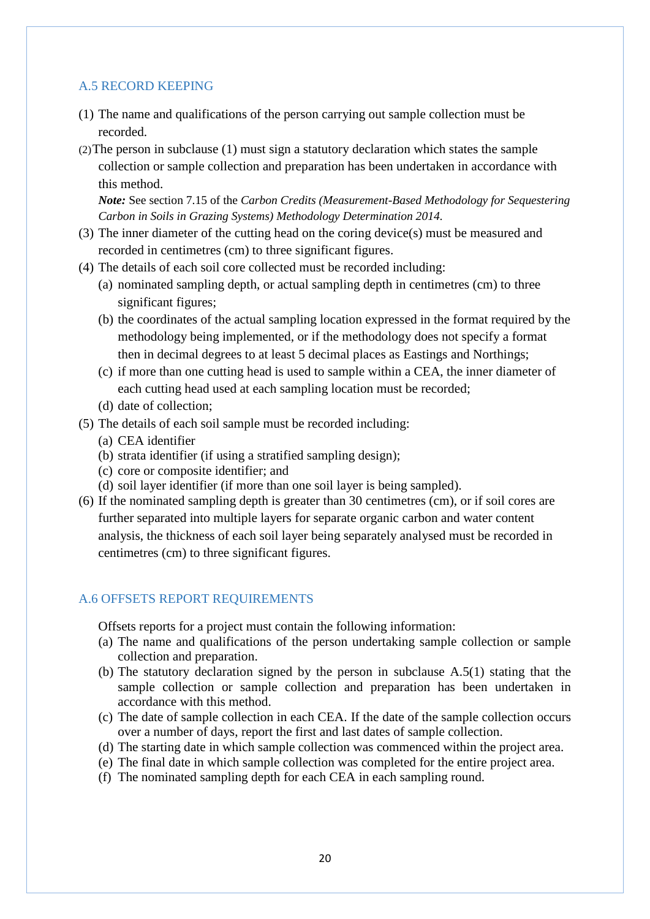## A.5 RECORD KEEPING

(1) The name and qualifications of the person carrying out sample collection must be recorded.

(2) The person in subclause (1) must sign a statutory declaration which states the sample collection or sample collection and preparation has been undertaken in accordance with this method.

*Note:* See section 7.15 of the *Carbon Credits (Measurement-Based Methodology for Sequestering Carbon in Soils in Grazing Systems) Methodology Determination 2014.*

(3) The inner diameter of the cutting head on the coring device(s) must be measured and recorded in centimetres (cm) to three significant figures.

(4) The details of each soil core collected must be recorded including:
   - (a) nominated sampling depth, or actual sampling depth in centimetres (cm) to three significant figures;
   - (b) the coordinates of the actual sampling location expressed in the format required by the methodology being implemented, or if the methodology does not specify a format then in decimal degrees to at least 5 decimal places as Eastings and Northings;
   - (c) if more than one cutting head is used to sample within a CEA, the inner diameter of each cutting head used at each sampling location must be recorded;
   - (d) date of collection;

(5) The details of each soil sample must be recorded including:
   - (a) CEA identifier
   - (b) strata identifier (if using a stratified sampling design);
   - (c) core or composite identifier; and
   - (d) soil layer identifier (if more than one soil layer is being sampled).

(6) If the nominated sampling depth is greater than 30 centimetres (cm), or if soil cores are further separated into multiple layers for separate organic carbon and water content analysis, the thickness of each soil layer being separately analysed must be recorded in centimetres (cm) to three significant figures.

## A.6 OFFSETS REPORT REQUIREMENTS

Offsets reports for a project must contain the following information:

- (a) The name and qualifications of the person undertaking sample collection or sample collection and preparation.
- (b) The statutory declaration signed by the person in subclause A.5(1) stating that the sample collection or sample collection and preparation has been undertaken in accordance with this method.
- (c) The date of sample collection in each CEA. If the date of the sample collection occurs over a number of days, report the first and last dates of sample collection.
- (d) The starting date in which sample collection was commenced within the project area.
- (e) The final date in which sample collection was completed for the entire project area.
- (f) The nominated sampling depth for each CEA in each sampling round.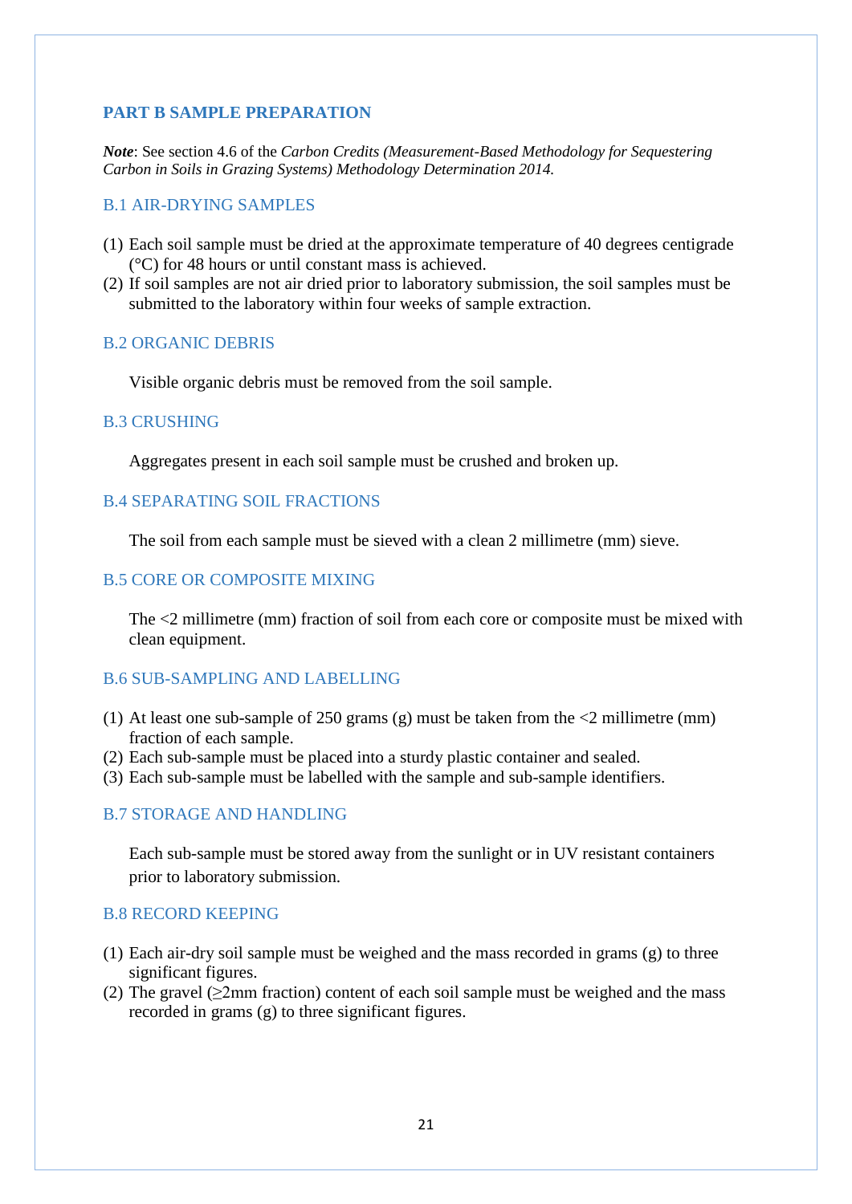## PART B SAMPLE PREPARATION

***Note***: See section 4.6 of the *Carbon Credits (Measurement-Based Methodology for Sequestering Carbon in Soils in Grazing Systems) Methodology Determination 2014.*

### B.1 AIR-DRYING SAMPLES

(1) Each soil sample must be dried at the approximate temperature of 40 degrees centigrade (°C) for 48 hours or until constant mass is achieved.
(2) If soil samples are not air dried prior to laboratory submission, the soil samples must be submitted to the laboratory within four weeks of sample extraction.

### B.2 ORGANIC DEBRIS

Visible organic debris must be removed from the soil sample.

### B.3 CRUSHING

Aggregates present in each soil sample must be crushed and broken up.

### B.4 SEPARATING SOIL FRACTIONS

The soil from each sample must be sieved with a clean 2 millimetre (mm) sieve.

### B.5 CORE OR COMPOSITE MIXING

The <2 millimetre (mm) fraction of soil from each core or composite must be mixed with clean equipment.

### B.6 SUB-SAMPLING AND LABELLING

(1) At least one sub-sample of 250 grams (g) must be taken from the <2 millimetre (mm) fraction of each sample.
(2) Each sub-sample must be placed into a sturdy plastic container and sealed.
(3) Each sub-sample must be labelled with the sample and sub-sample identifiers.

### B.7 STORAGE AND HANDLING

Each sub-sample must be stored away from the sunlight or in UV resistant containers prior to laboratory submission.

### B.8 RECORD KEEPING

(1) Each air-dry soil sample must be weighed and the mass recorded in grams (g) to three significant figures.
(2) The gravel (≥2mm fraction) content of each soil sample must be weighed and the mass recorded in grams (g) to three significant figures.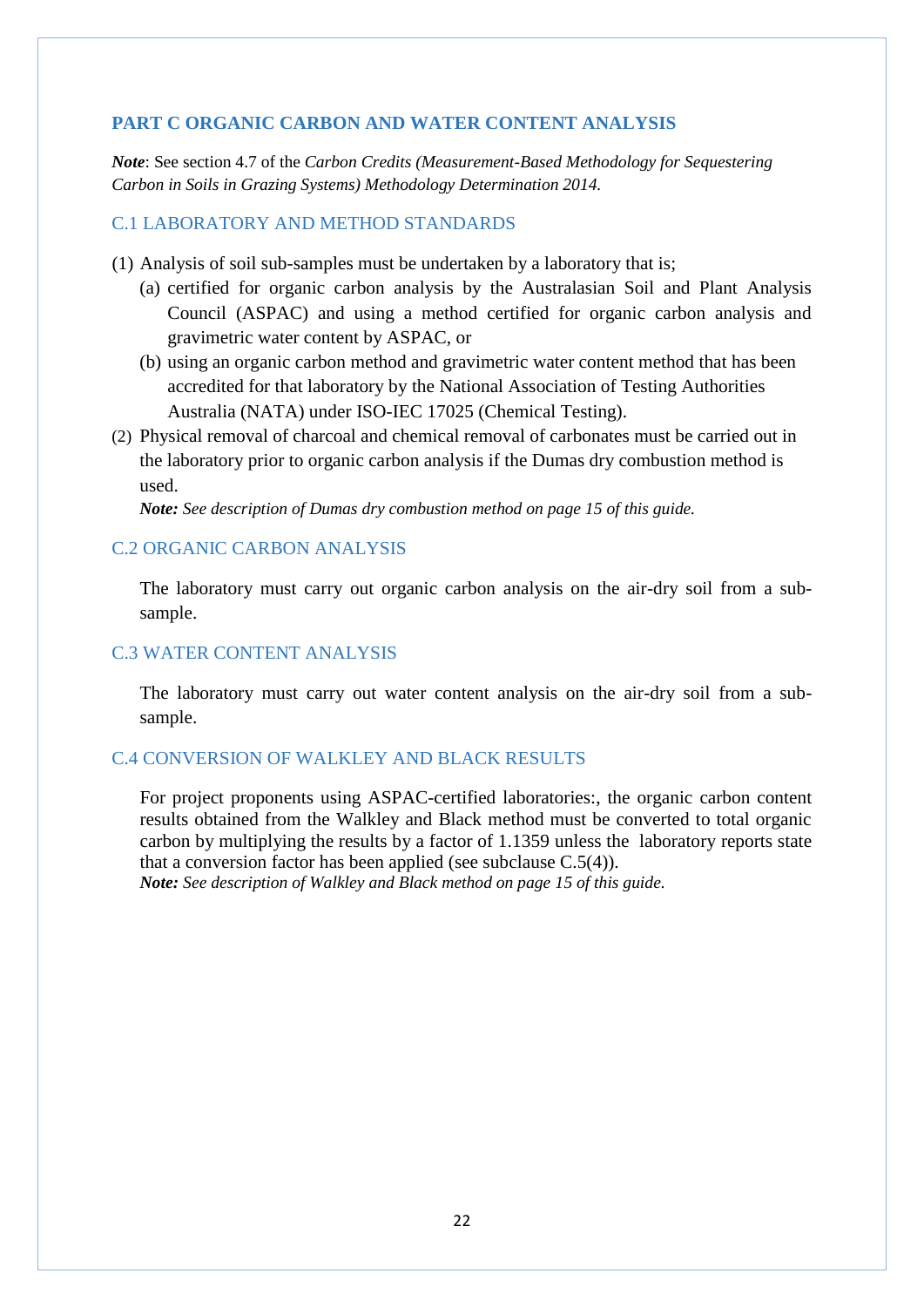## PART C ORGANIC CARBON AND WATER CONTENT ANALYSIS

***Note***: See section 4.7 of the *Carbon Credits (Measurement-Based Methodology for Sequestering Carbon in Soils in Grazing Systems) Methodology Determination 2014.*

### C.1 LABORATORY AND METHOD STANDARDS

(1) Analysis of soil sub-samples must be undertaken by a laboratory that is;

   (a) certified for organic carbon analysis by the Australasian Soil and Plant Analysis Council (ASPAC) and using a method certified for organic carbon analysis and gravimetric water content by ASPAC, or

   (b) using an organic carbon method and gravimetric water content method that has been accredited for that laboratory by the National Association of Testing Authorities Australia (NATA) under ISO-IEC 17025 (Chemical Testing).

(2) Physical removal of charcoal and chemical removal of carbonates must be carried out in the laboratory prior to organic carbon analysis if the Dumas dry combustion method is used.

***Note:*** *See description of Dumas dry combustion method on page 15 of this guide.*

### C.2 ORGANIC CARBON ANALYSIS

The laboratory must carry out organic carbon analysis on the air-dry soil from a sub-sample.

### C.3 WATER CONTENT ANALYSIS

The laboratory must carry out water content analysis on the air-dry soil from a sub-sample.

### C.4 CONVERSION OF WALKLEY AND BLACK RESULTS

For project proponents using ASPAC-certified laboratories:, the organic carbon content results obtained from the Walkley and Black method must be converted to total organic carbon by multiplying the results by a factor of 1.1359 unless the laboratory reports state that a conversion factor has been applied (see subclause C.5(4)).

***Note:*** *See description of Walkley and Black method on page 15 of this guide.*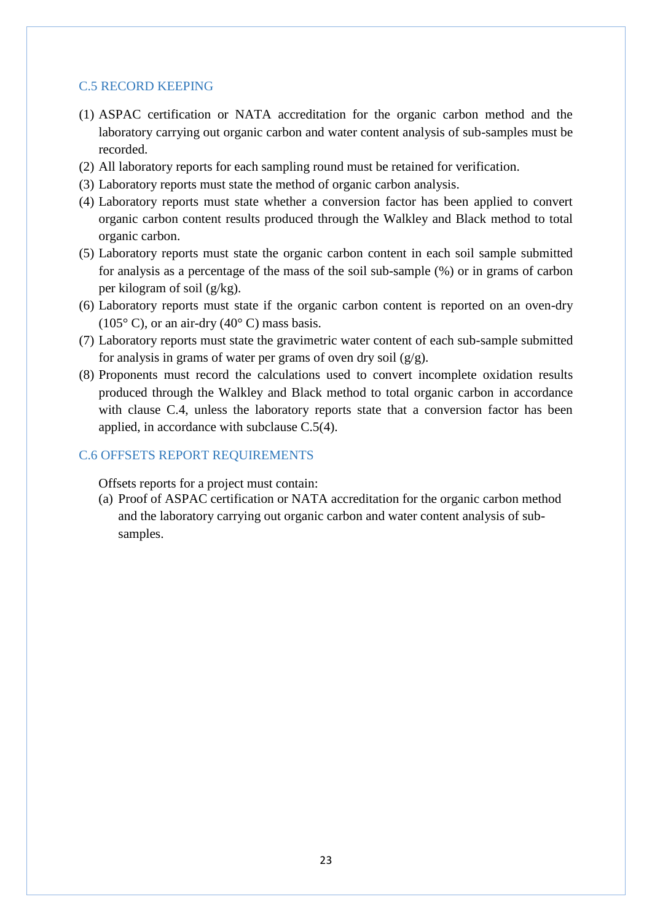## C.5 RECORD KEEPING

(1) ASPAC certification or NATA accreditation for the organic carbon method and the laboratory carrying out organic carbon and water content analysis of sub-samples must be recorded.

(2) All laboratory reports for each sampling round must be retained for verification.

(3) Laboratory reports must state the method of organic carbon analysis.

(4) Laboratory reports must state whether a conversion factor has been applied to convert organic carbon content results produced through the Walkley and Black method to total organic carbon.

(5) Laboratory reports must state the organic carbon content in each soil sample submitted for analysis as a percentage of the mass of the soil sub-sample (%) or in grams of carbon per kilogram of soil (g/kg).

(6) Laboratory reports must state if the organic carbon content is reported on an oven-dry (105° C), or an air-dry (40° C) mass basis.

(7) Laboratory reports must state the gravimetric water content of each sub-sample submitted for analysis in grams of water per grams of oven dry soil (g/g).

(8) Proponents must record the calculations used to convert incomplete oxidation results produced through the Walkley and Black method to total organic carbon in accordance with clause C.4, unless the laboratory reports state that a conversion factor has been applied, in accordance with subclause C.5(4).

## C.6 OFFSETS REPORT REQUIREMENTS

Offsets reports for a project must contain:

(a) Proof of ASPAC certification or NATA accreditation for the organic carbon method and the laboratory carrying out organic carbon and water content analysis of sub-samples.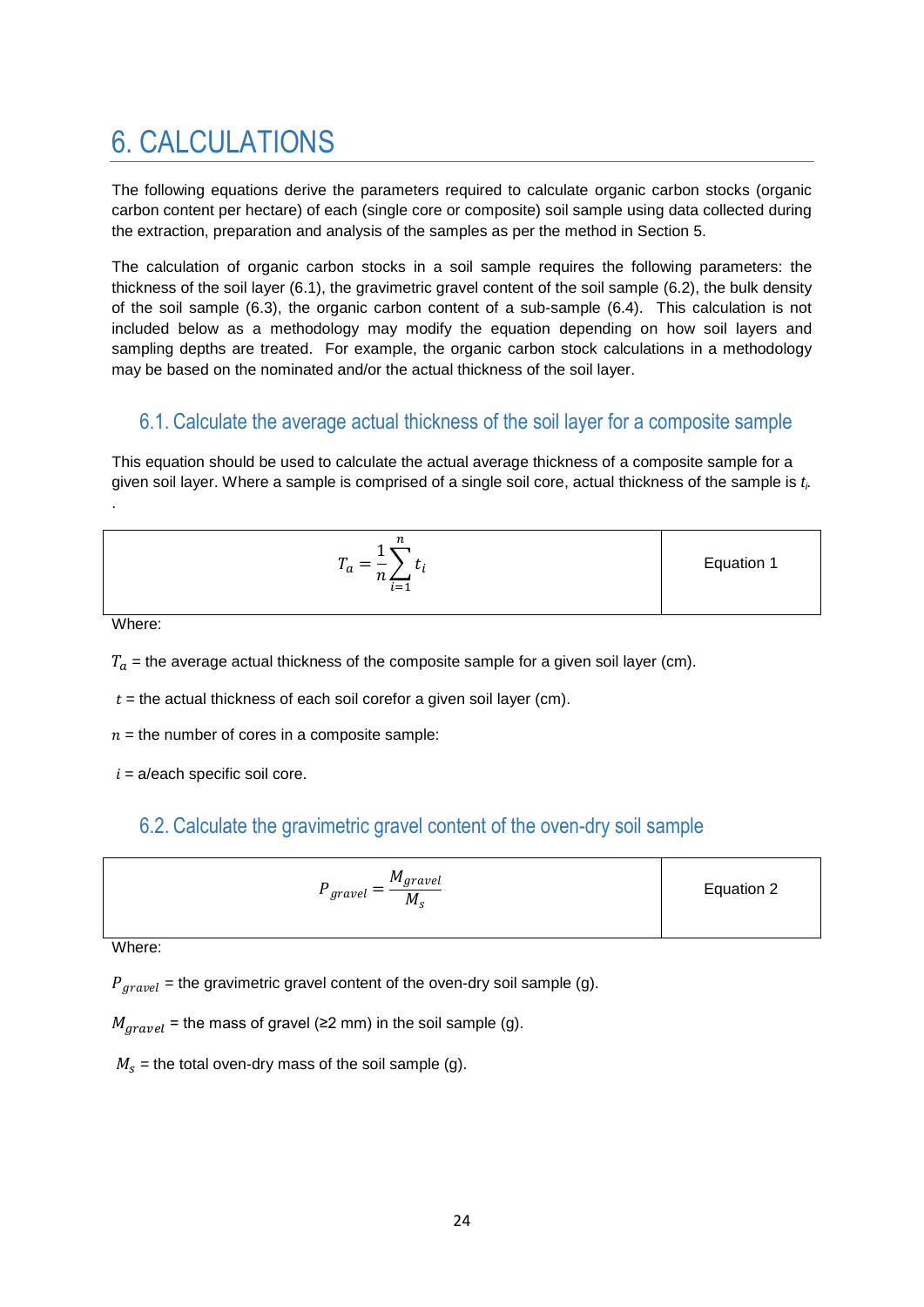# 6. CALCULATIONS

The following equations derive the parameters required to calculate organic carbon stocks (organic carbon content per hectare) of each (single core or composite) soil sample using data collected during the extraction, preparation and analysis of the samples as per the method in Section 5.

The calculation of organic carbon stocks in a soil sample requires the following parameters: the thickness of the soil layer (6.1), the gravimetric gravel content of the soil sample (6.2), the bulk density of the soil sample (6.3), the organic carbon content of a sub-sample (6.4). This calculation is not included below as a methodology may modify the equation depending on how soil layers and sampling depths are treated. For example, the organic carbon stock calculations in a methodology may be based on the nominated and/or the actual thickness of the soil layer.

## 6.1. Calculate the average actual thickness of the soil layer for a composite sample

This equation should be used to calculate the actual average thickness of a composite sample for a given soil layer. Where a sample is comprised of a single soil core, actual thickness of the sample is $t_i$.

| $$T_a = \frac{1}{n}\sum_{i=1}^{n} t_i$$ | Equation 1 |
|---|---|

Where:

$T_a$ = the average actual thickness of the composite sample for a given soil layer (cm).

$t$ = the actual thickness of each soil corefor a given soil layer (cm).

$n$ = the number of cores in a composite sample:

$i$ = a/each specific soil core.

## 6.2. Calculate the gravimetric gravel content of the oven-dry soil sample

| $$P_{gravel} = \frac{M_{gravel}}{M_s}$$ | Equation 2 |
|---|---|

Where:

$P_{gravel}$ = the gravimetric gravel content of the oven-dry soil sample (g).

$M_{gravel}$ = the mass of gravel (≥2 mm) in the soil sample (g).

$M_s$ = the total oven-dry mass of the soil sample (g).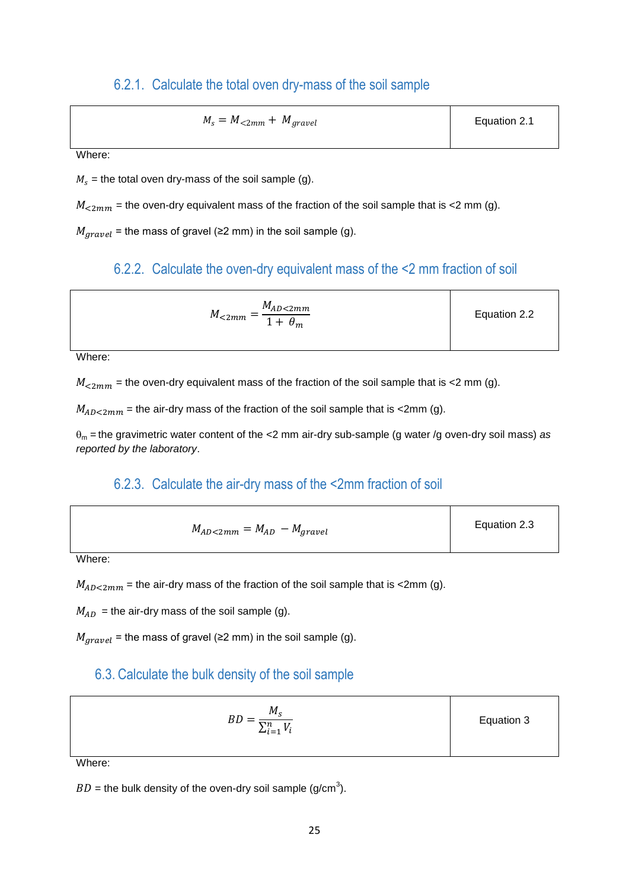### 6.2.1. Calculate the total oven dry-mass of the soil sample

| $$M_s = M_{<2mm} + M_{gravel}$$ | Equation 2.1 |
|---|---|

Where:

$M_s$ = the total oven dry-mass of the soil sample (g).

$M_{<2mm}$ = the oven-dry equivalent mass of the fraction of the soil sample that is <2 mm (g).

$M_{gravel}$ = the mass of gravel (≥2 mm) in the soil sample (g).

### 6.2.2. Calculate the oven-dry equivalent mass of the <2 mm fraction of soil

| $$M_{<2mm} = \frac{M_{AD<2mm}}{1 + \theta_m}$$ | Equation 2.2 |
|---|---|

Where:

$M_{<2mm}$ = the oven-dry equivalent mass of the fraction of the soil sample that is <2 mm (g).

$M_{AD<2mm}$ = the air-dry mass of the fraction of the soil sample that is <2mm (g).

$\theta_m$ = the gravimetric water content of the <2 mm air-dry sub-sample (g water /g oven-dry soil mass) *as reported by the laboratory*.

### 6.2.3. Calculate the air-dry mass of the <2mm fraction of soil

| $$M_{AD<2mm} = M_{AD} - M_{gravel}$$ | Equation 2.3 |
|---|---|

Where:

$M_{AD<2mm}$ = the air-dry mass of the fraction of the soil sample that is <2mm (g).

$M_{AD}$ = the air-dry mass of the soil sample (g).

$M_{gravel}$ = the mass of gravel (≥2 mm) in the soil sample (g).

## 6.3. Calculate the bulk density of the soil sample

| $$BD = \frac{M_s}{\sum_{i=1}^{n} V_i}$$ | Equation 3 |
|---|---|

Where:

$BD$ = the bulk density of the oven-dry soil sample (g/cm$^3$).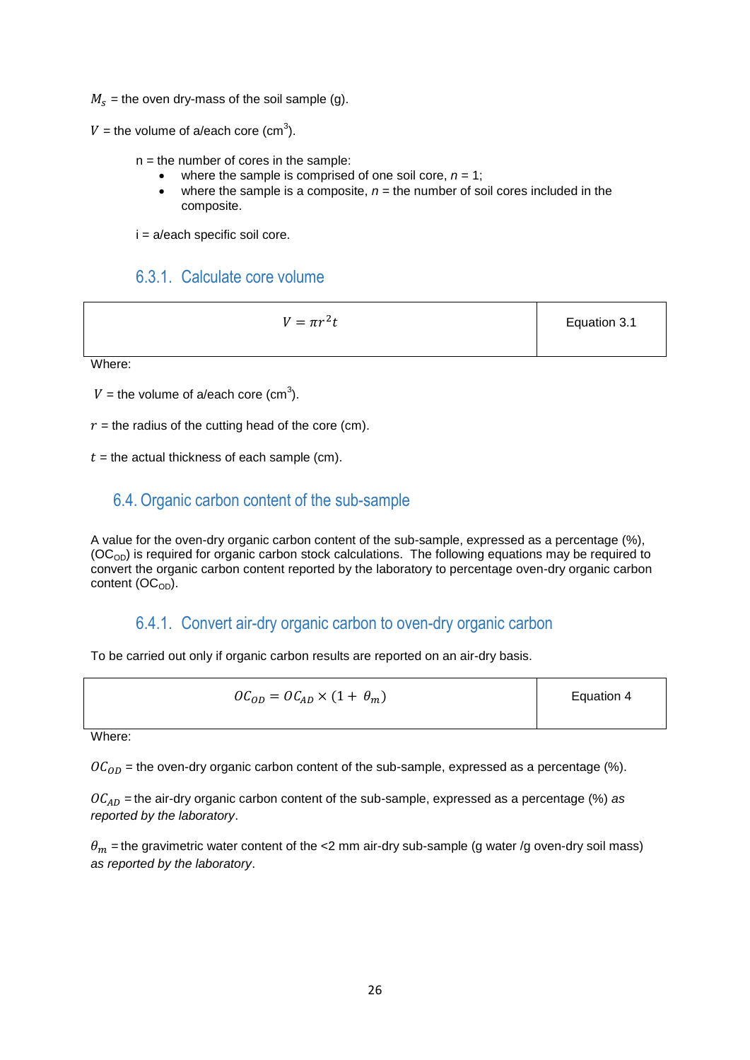$M_s$ = the oven dry-mass of the soil sample (g).

$V$ = the volume of a/each core (cm$^3$).

n = the number of cores in the sample:

- where the sample is comprised of one soil core, *n* = 1;
- where the sample is a composite, *n* = the number of soil cores included in the composite.

i = a/each specific soil core.

### 6.3.1. Calculate core volume

| $V = \pi r^2 t$ | Equation 3.1 |
|---|---|

Where:

$V$ = the volume of a/each core (cm$^3$).

$r$ = the radius of the cutting head of the core (cm).

$t$ = the actual thickness of each sample (cm).

## 6.4. Organic carbon content of the sub-sample

A value for the oven-dry organic carbon content of the sub-sample, expressed as a percentage (%), ($OC_{OD}$) is required for organic carbon stock calculations. The following equations may be required to convert the organic carbon content reported by the laboratory to percentage oven-dry organic carbon content ($OC_{OD}$).

### 6.4.1. Convert air-dry organic carbon to oven-dry organic carbon

To be carried out only if organic carbon results are reported on an air-dry basis.

| $OC_{OD} = OC_{AD} \times (1 + \theta_m)$ | Equation 4 |
|---|---|

Where:

$OC_{OD}$ = the oven-dry organic carbon content of the sub-sample, expressed as a percentage (%).

$OC_{AD}$ = the air-dry organic carbon content of the sub-sample, expressed as a percentage (%) *as reported by the laboratory*.

$\theta_m$ = the gravimetric water content of the <2 mm air-dry sub-sample (g water /g oven-dry soil mass) *as reported by the laboratory*.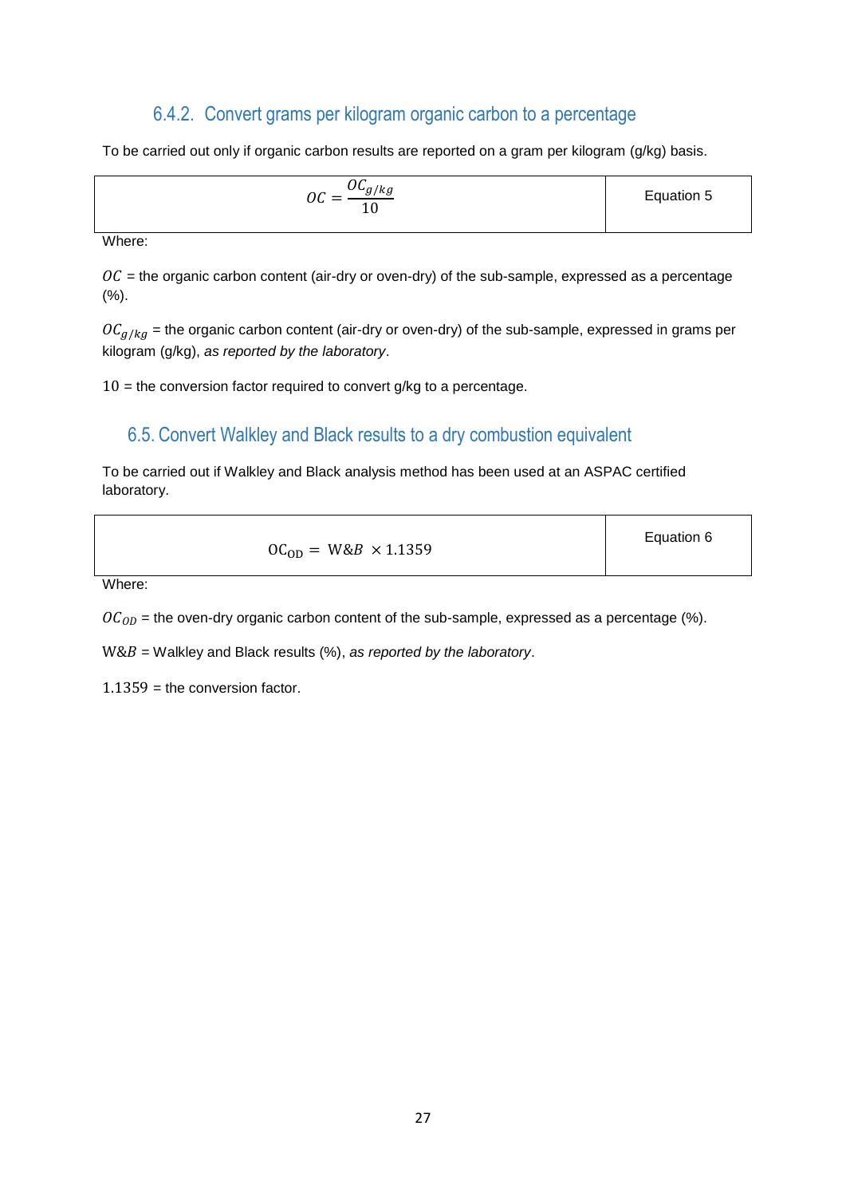### 6.4.2. Convert grams per kilogram organic carbon to a percentage

To be carried out only if organic carbon results are reported on a gram per kilogram (g/kg) basis.

| $$OC = \frac{OC_{g/kg}}{10}$$ | Equation 5 |
|---|---|

Where:

$OC$ = the organic carbon content (air-dry or oven-dry) of the sub-sample, expressed as a percentage (%).

$OC_{g/kg}$ = the organic carbon content (air-dry or oven-dry) of the sub-sample, expressed in grams per kilogram (g/kg), *as reported by the laboratory*.

$10$ = the conversion factor required to convert g/kg to a percentage.

## 6.5. Convert Walkley and Black results to a dry combustion equivalent

To be carried out if Walkley and Black analysis method has been used at an ASPAC certified laboratory.

| $$\mathrm{OC_{OD}} = \mathrm{W}\&B \times 1.1359$$ | Equation 6 |
|---|---|

Where:

$OC_{OD}$ = the oven-dry organic carbon content of the sub-sample, expressed as a percentage (%).

$\mathrm{W}\&B$ = Walkley and Black results (%), *as reported by the laboratory*.

$1.1359$ = the conversion factor.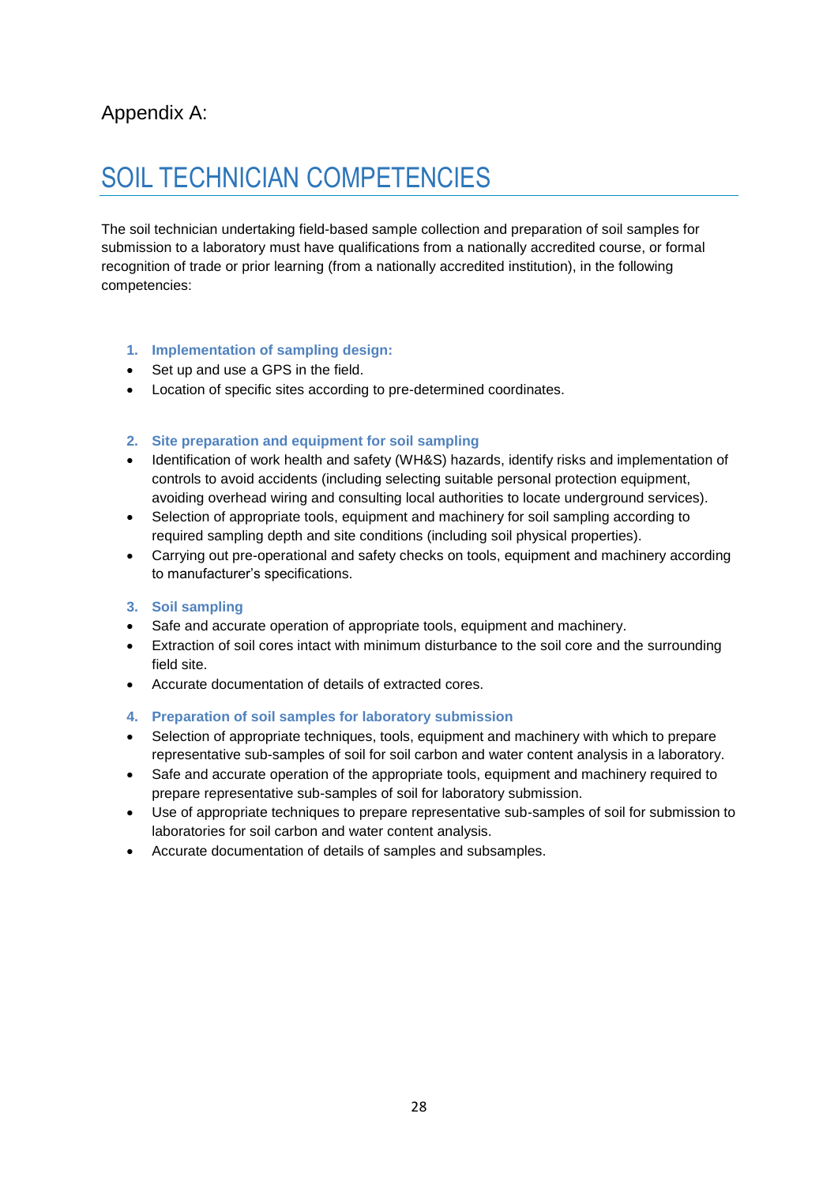Appendix A:

# SOIL TECHNICIAN COMPETENCIES

The soil technician undertaking field-based sample collection and preparation of soil samples for submission to a laboratory must have qualifications from a nationally accredited course, or formal recognition of trade or prior learning (from a nationally accredited institution), in the following competencies:

### 1. Implementation of sampling design:

- Set up and use a GPS in the field.
- Location of specific sites according to pre-determined coordinates.

### 2. Site preparation and equipment for soil sampling

- Identification of work health and safety (WH&S) hazards, identify risks and implementation of controls to avoid accidents (including selecting suitable personal protection equipment, avoiding overhead wiring and consulting local authorities to locate underground services).
- Selection of appropriate tools, equipment and machinery for soil sampling according to required sampling depth and site conditions (including soil physical properties).
- Carrying out pre-operational and safety checks on tools, equipment and machinery according to manufacturer's specifications.

### 3. Soil sampling

- Safe and accurate operation of appropriate tools, equipment and machinery.
- Extraction of soil cores intact with minimum disturbance to the soil core and the surrounding field site.
- Accurate documentation of details of extracted cores.

### 4. Preparation of soil samples for laboratory submission

- Selection of appropriate techniques, tools, equipment and machinery with which to prepare representative sub-samples of soil for soil carbon and water content analysis in a laboratory.
- Safe and accurate operation of the appropriate tools, equipment and machinery required to prepare representative sub-samples of soil for laboratory submission.
- Use of appropriate techniques to prepare representative sub-samples of soil for submission to laboratories for soil carbon and water content analysis.
- Accurate documentation of details of samples and subsamples.